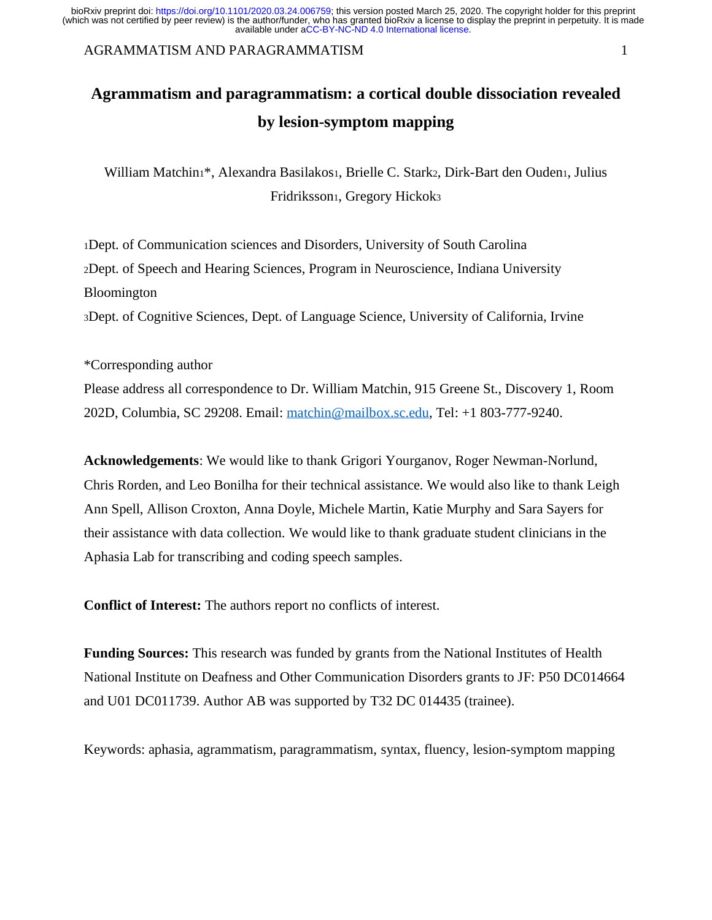# Agrammatism and paragrammatism: a cortical double dissociation revealed by lesion-symptom mapping

William Matchin[1]*, Alexandra Basilakos[1], Brielle C. Stark[2], Dirk-Bart den Ouden[1], Julius Fridriksson[1], Gregory Hickok[3]

[1]Dept. of Communication sciences and Disorders, University of South Carolina

[2]Dept. of Speech and Hearing Sciences, Program in Neuroscience, Indiana University Bloomington

[3]Dept. of Cognitive Sciences, Dept. of Language Science, University of California, Irvine

*Corresponding author

Please address all correspondence to Dr. William Matchin, 915 Greene St., Discovery 1, Room 202D, Columbia, SC 29208. Email: matchin@mailbox.sc.edu, Tel: +1 803-777-9240.

**Acknowledgements**: We would like to thank Grigori Yourganov, Roger Newman-Norlund, Chris Rorden, and Leo Bonilha for their technical assistance. We would also like to thank Leigh Ann Spell, Allison Croxton, Anna Doyle, Michele Martin, Katie Murphy and Sara Sayers for their assistance with data collection. We would like to thank graduate student clinicians in the Aphasia Lab for transcribing and coding speech samples.

**Conflict of Interest:** The authors report no conflicts of interest.

**Funding Sources:** This research was funded by grants from the National Institutes of Health National Institute on Deafness and Other Communication Disorders grants to JF: P50 DC014664 and U01 DC011739. Author AB was supported by T32 DC 014435 (trainee).

Keywords: aphasia, agrammatism, paragrammatism, syntax, fluency, lesion-symptom mapping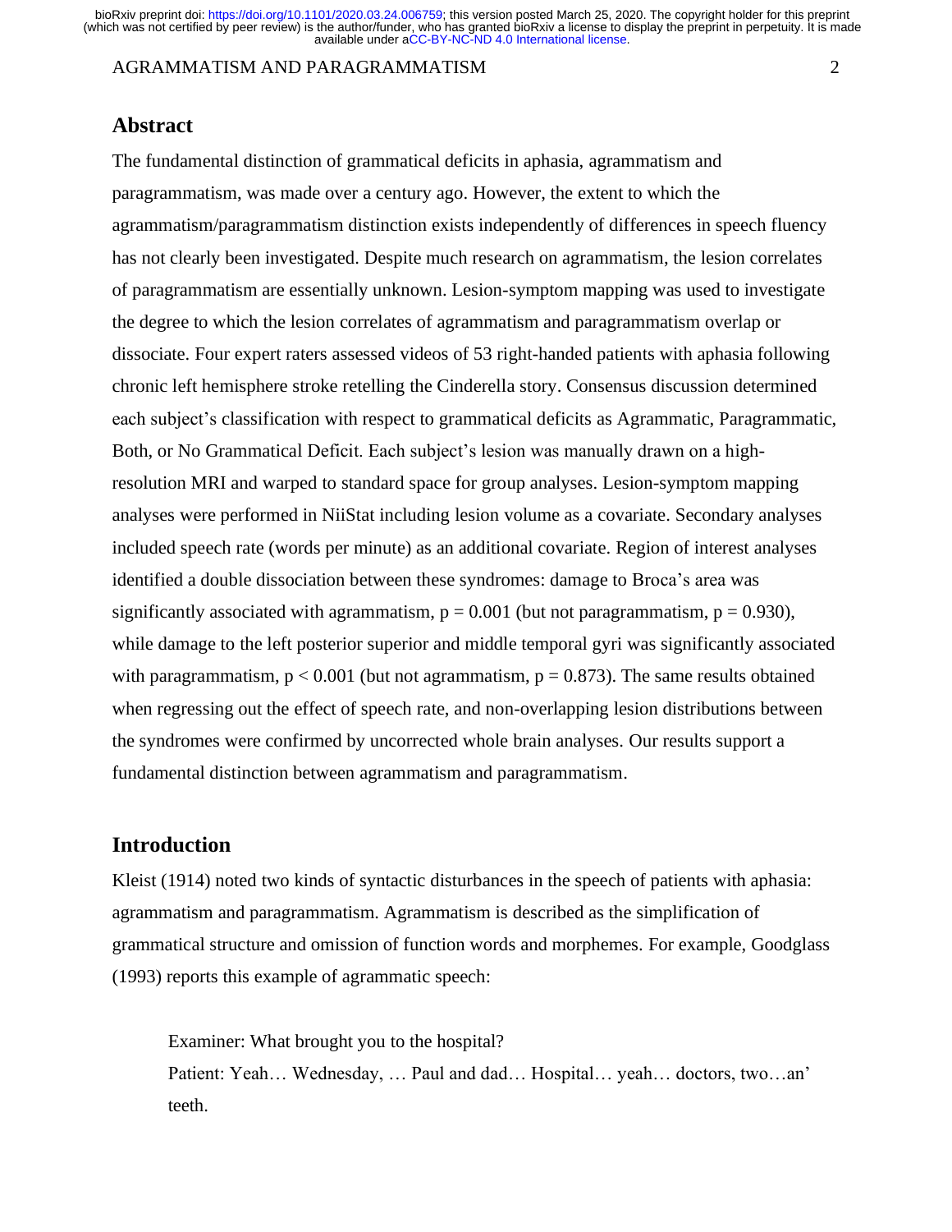## Abstract

The fundamental distinction of grammatical deficits in aphasia, agrammatism and paragrammatism, was made over a century ago. However, the extent to which the agrammatism/paragrammatism distinction exists independently of differences in speech fluency has not clearly been investigated. Despite much research on agrammatism, the lesion correlates of paragrammatism are essentially unknown. Lesion-symptom mapping was used to investigate the degree to which the lesion correlates of agrammatism and paragrammatism overlap or dissociate. Four expert raters assessed videos of 53 right-handed patients with aphasia following chronic left hemisphere stroke retelling the Cinderella story. Consensus discussion determined each subject's classification with respect to grammatical deficits as Agrammatic, Paragrammatic, Both, or No Grammatical Deficit. Each subject's lesion was manually drawn on a high-resolution MRI and warped to standard space for group analyses. Lesion-symptom mapping analyses were performed in NiiStat including lesion volume as a covariate. Secondary analyses included speech rate (words per minute) as an additional covariate. Region of interest analyses identified a double dissociation between these syndromes: damage to Broca's area was significantly associated with agrammatism, $p = 0.001$ (but not paragrammatism, $p = 0.930$), while damage to the left posterior superior and middle temporal gyri was significantly associated with paragrammatism, $p < 0.001$ (but not agrammatism, $p = 0.873$). The same results obtained when regressing out the effect of speech rate, and non-overlapping lesion distributions between the syndromes were confirmed by uncorrected whole brain analyses. Our results support a fundamental distinction between agrammatism and paragrammatism.

## Introduction

Kleist (1914) noted two kinds of syntactic disturbances in the speech of patients with aphasia: agrammatism and paragrammatism. Agrammatism is described as the simplification of grammatical structure and omission of function words and morphemes. For example, Goodglass (1993) reports this example of agrammatic speech:

> Examiner: What brought you to the hospital?
> Patient: Yeah… Wednesday, … Paul and dad… Hospital… yeah… doctors, two…an' teeth.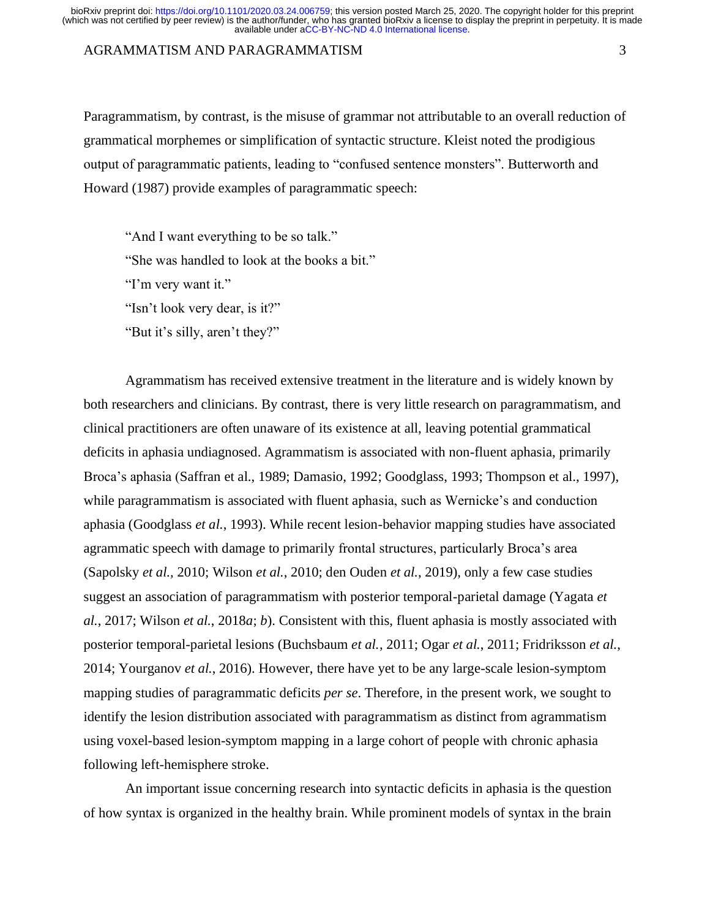Paragrammatism, by contrast, is the misuse of grammar not attributable to an overall reduction of grammatical morphemes or simplification of syntactic structure. Kleist noted the prodigious output of paragrammatic patients, leading to "confused sentence monsters". Butterworth and Howard (1987) provide examples of paragrammatic speech:

> "And I want everything to be so talk."
> "She was handled to look at the books a bit."
> "I'm very want it."
> "Isn't look very dear, is it?"
> "But it's silly, aren't they?"

Agrammatism has received extensive treatment in the literature and is widely known by both researchers and clinicians. By contrast, there is very little research on paragrammatism, and clinical practitioners are often unaware of its existence at all, leaving potential grammatical deficits in aphasia undiagnosed. Agrammatism is associated with non-fluent aphasia, primarily Broca's aphasia (Saffran et al., 1989; Damasio, 1992; Goodglass, 1993; Thompson et al., 1997), while paragrammatism is associated with fluent aphasia, such as Wernicke's and conduction aphasia (Goodglass *et al.*, 1993). While recent lesion-behavior mapping studies have associated agrammatic speech with damage to primarily frontal structures, particularly Broca's area (Sapolsky *et al.*, 2010; Wilson *et al.*, 2010; den Ouden *et al.*, 2019), only a few case studies suggest an association of paragrammatism with posterior temporal-parietal damage (Yagata *et al.*, 2017; Wilson *et al.*, 2018*a*; *b*). Consistent with this, fluent aphasia is mostly associated with posterior temporal-parietal lesions (Buchsbaum *et al.*, 2011; Ogar *et al.*, 2011; Fridriksson *et al.*, 2014; Yourganov *et al.*, 2016). However, there have yet to be any large-scale lesion-symptom mapping studies of paragrammatic deficits *per se*. Therefore, in the present work, we sought to identify the lesion distribution associated with paragrammatism as distinct from agrammatism using voxel-based lesion-symptom mapping in a large cohort of people with chronic aphasia following left-hemisphere stroke.

An important issue concerning research into syntactic deficits in aphasia is the question of how syntax is organized in the healthy brain. While prominent models of syntax in the brain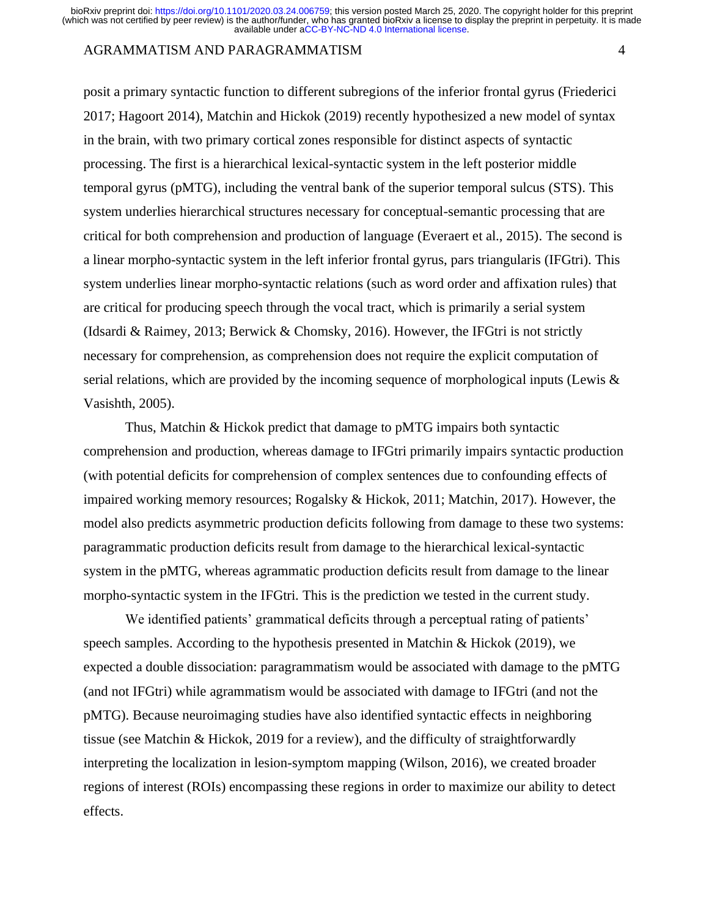posit a primary syntactic function to different subregions of the inferior frontal gyrus (Friederici 2017; Hagoort 2014), Matchin and Hickok (2019) recently hypothesized a new model of syntax in the brain, with two primary cortical zones responsible for distinct aspects of syntactic processing. The first is a hierarchical lexical-syntactic system in the left posterior middle temporal gyrus (pMTG), including the ventral bank of the superior temporal sulcus (STS). This system underlies hierarchical structures necessary for conceptual-semantic processing that are critical for both comprehension and production of language (Everaert et al., 2015). The second is a linear morpho-syntactic system in the left inferior frontal gyrus, pars triangularis (IFGtri). This system underlies linear morpho-syntactic relations (such as word order and affixation rules) that are critical for producing speech through the vocal tract, which is primarily a serial system (Idsardi & Raimey, 2013; Berwick & Chomsky, 2016). However, the IFGtri is not strictly necessary for comprehension, as comprehension does not require the explicit computation of serial relations, which are provided by the incoming sequence of morphological inputs (Lewis & Vasishth, 2005).

Thus, Matchin & Hickok predict that damage to pMTG impairs both syntactic comprehension and production, whereas damage to IFGtri primarily impairs syntactic production (with potential deficits for comprehension of complex sentences due to confounding effects of impaired working memory resources; Rogalsky & Hickok, 2011; Matchin, 2017). However, the model also predicts asymmetric production deficits following from damage to these two systems: paragrammatic production deficits result from damage to the hierarchical lexical-syntactic system in the pMTG, whereas agrammatic production deficits result from damage to the linear morpho-syntactic system in the IFGtri. This is the prediction we tested in the current study.

We identified patients' grammatical deficits through a perceptual rating of patients' speech samples. According to the hypothesis presented in Matchin & Hickok (2019), we expected a double dissociation: paragrammatism would be associated with damage to the pMTG (and not IFGtri) while agrammatism would be associated with damage to IFGtri (and not the pMTG). Because neuroimaging studies have also identified syntactic effects in neighboring tissue (see Matchin & Hickok, 2019 for a review), and the difficulty of straightforwardly interpreting the localization in lesion-symptom mapping (Wilson, 2016), we created broader regions of interest (ROIs) encompassing these regions in order to maximize our ability to detect effects.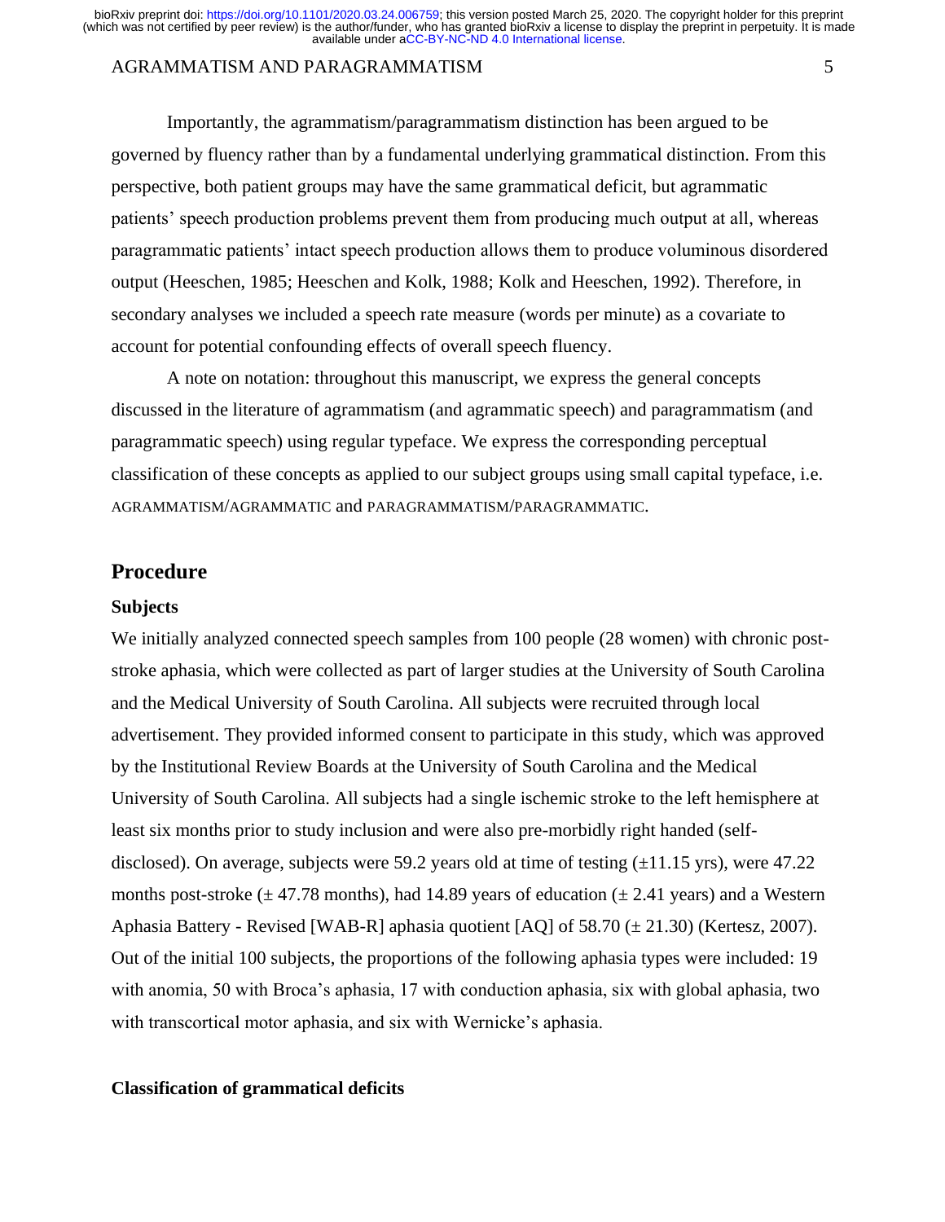Importantly, the agrammatism/paragrammatism distinction has been argued to be governed by fluency rather than by a fundamental underlying grammatical distinction. From this perspective, both patient groups may have the same grammatical deficit, but agrammatic patients' speech production problems prevent them from producing much output at all, whereas paragrammatic patients' intact speech production allows them to produce voluminous disordered output (Heeschen, 1985; Heeschen and Kolk, 1988; Kolk and Heeschen, 1992). Therefore, in secondary analyses we included a speech rate measure (words per minute) as a covariate to account for potential confounding effects of overall speech fluency.

A note on notation: throughout this manuscript, we express the general concepts discussed in the literature of agrammatism (and agrammatic speech) and paragrammatism (and paragrammatic speech) using regular typeface. We express the corresponding perceptual classification of these concepts as applied to our subject groups using small capital typeface, i.e. AGRAMMATISM/AGRAMMATIC and PARAGRAMMATISM/PARAGRAMMATIC.

## Procedure

### Subjects

We initially analyzed connected speech samples from 100 people (28 women) with chronic post-stroke aphasia, which were collected as part of larger studies at the University of South Carolina and the Medical University of South Carolina. All subjects were recruited through local advertisement. They provided informed consent to participate in this study, which was approved by the Institutional Review Boards at the University of South Carolina and the Medical University of South Carolina. All subjects had a single ischemic stroke to the left hemisphere at least six months prior to study inclusion and were also pre-morbidly right handed (self-disclosed). On average, subjects were 59.2 years old at time of testing (±11.15 yrs), were 47.22 months post-stroke (± 47.78 months), had 14.89 years of education (± 2.41 years) and a Western Aphasia Battery - Revised [WAB-R] aphasia quotient [AQ] of 58.70 (± 21.30) (Kertesz, 2007). Out of the initial 100 subjects, the proportions of the following aphasia types were included: 19 with anomia, 50 with Broca's aphasia, 17 with conduction aphasia, six with global aphasia, two with transcortical motor aphasia, and six with Wernicke's aphasia.

### Classification of grammatical deficits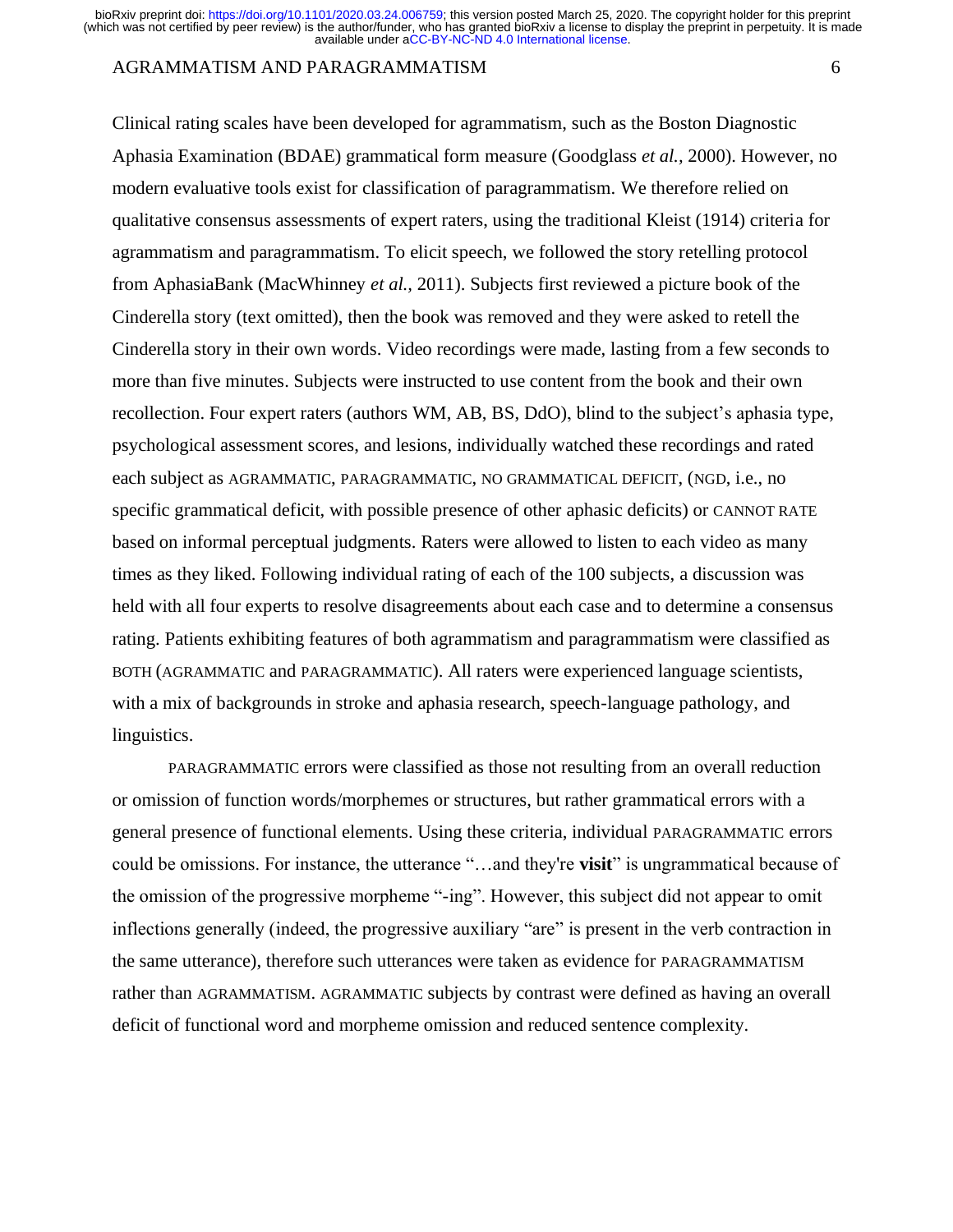Clinical rating scales have been developed for agrammatism, such as the Boston Diagnostic Aphasia Examination (BDAE) grammatical form measure (Goodglass *et al.*, 2000). However, no modern evaluative tools exist for classification of paragrammatism. We therefore relied on qualitative consensus assessments of expert raters, using the traditional Kleist (1914) criteria for agrammatism and paragrammatism. To elicit speech, we followed the story retelling protocol from AphasiaBank (MacWhinney *et al.*, 2011). Subjects first reviewed a picture book of the Cinderella story (text omitted), then the book was removed and they were asked to retell the Cinderella story in their own words. Video recordings were made, lasting from a few seconds to more than five minutes. Subjects were instructed to use content from the book and their own recollection. Four expert raters (authors WM, AB, BS, DdO), blind to the subject's aphasia type, psychological assessment scores, and lesions, individually watched these recordings and rated each subject as AGRAMMATIC, PARAGRAMMATIC, NO GRAMMATICAL DEFICIT, (NGD, i.e., no specific grammatical deficit, with possible presence of other aphasic deficits) or CANNOT RATE based on informal perceptual judgments. Raters were allowed to listen to each video as many times as they liked. Following individual rating of each of the 100 subjects, a discussion was held with all four experts to resolve disagreements about each case and to determine a consensus rating. Patients exhibiting features of both agrammatism and paragrammatism were classified as BOTH (AGRAMMATIC and PARAGRAMMATIC). All raters were experienced language scientists, with a mix of backgrounds in stroke and aphasia research, speech-language pathology, and linguistics.

PARAGRAMMATIC errors were classified as those not resulting from an overall reduction or omission of function words/morphemes or structures, but rather grammatical errors with a general presence of functional elements. Using these criteria, individual PARAGRAMMATIC errors could be omissions. For instance, the utterance "…and they're **visit**" is ungrammatical because of the omission of the progressive morpheme "-ing". However, this subject did not appear to omit inflections generally (indeed, the progressive auxiliary "are" is present in the verb contraction in the same utterance), therefore such utterances were taken as evidence for PARAGRAMMATISM rather than AGRAMMATISM. AGRAMMATIC subjects by contrast were defined as having an overall deficit of functional word and morpheme omission and reduced sentence complexity.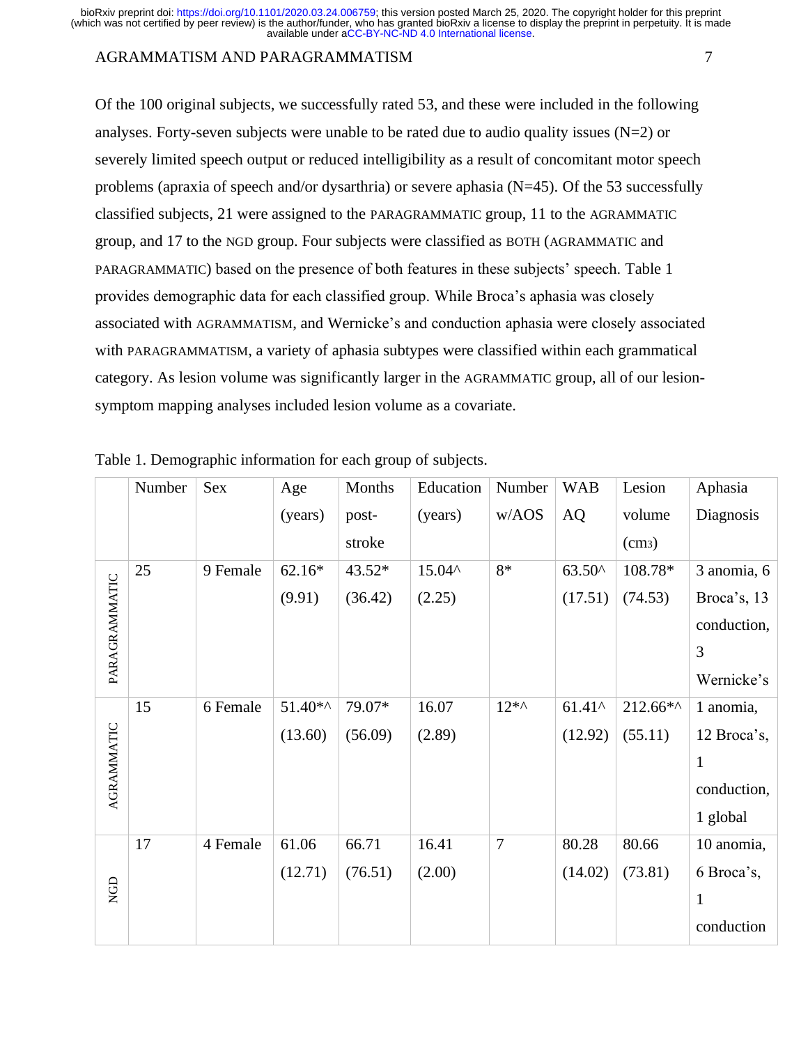Of the 100 original subjects, we successfully rated 53, and these were included in the following analyses. Forty-seven subjects were unable to be rated due to audio quality issues (N=2) or severely limited speech output or reduced intelligibility as a result of concomitant motor speech problems (apraxia of speech and/or dysarthria) or severe aphasia (N=45). Of the 53 successfully classified subjects, 21 were assigned to the PARAGRAMMATIC group, 11 to the AGRAMMATIC group, and 17 to the NGD group. Four subjects were classified as BOTH (AGRAMMATIC and PARAGRAMMATIC) based on the presence of both features in these subjects' speech. Table 1 provides demographic data for each classified group. While Broca's aphasia was closely associated with AGRAMMATISM, and Wernicke's and conduction aphasia were closely associated with PARAGRAMMATISM, a variety of aphasia subtypes were classified within each grammatical category. As lesion volume was significantly larger in the AGRAMMATIC group, all of our lesion-symptom mapping analyses included lesion volume as a covariate.

Table 1. Demographic information for each group of subjects.

| | Number | Sex | Age (years) | Months post-stroke | Education (years) | Number w/AOS | WAB AQ | Lesion volume (cm3) | Aphasia Diagnosis |
|---|---|---|---|---|---|---|---|---|---|
| PARAGRAMMATIC | 25 | 9 Female | 62.16* (9.91) | 43.52* (36.42) | 15.04^ (2.25) | 8* | 63.50^ (17.51) | 108.78* (74.53) | 3 anomia, 6 Broca's, 13 conduction, 3 Wernicke's |
| AGRAMMATIC | 15 | 6 Female | 51.40*^ (13.60) | 79.07* (56.09) | 16.07 (2.89) | 12*^ | 61.41^ (12.92) | 212.66*^ (55.11) | 1 anomia, 12 Broca's, 1 conduction, 1 global |
| NGD | 17 | 4 Female | 61.06 (12.71) | 66.71 (76.51) | 16.41 (2.00) | 7 | 80.28 (14.02) | 80.66 (73.81) | 10 anomia, 6 Broca's, 1 conduction |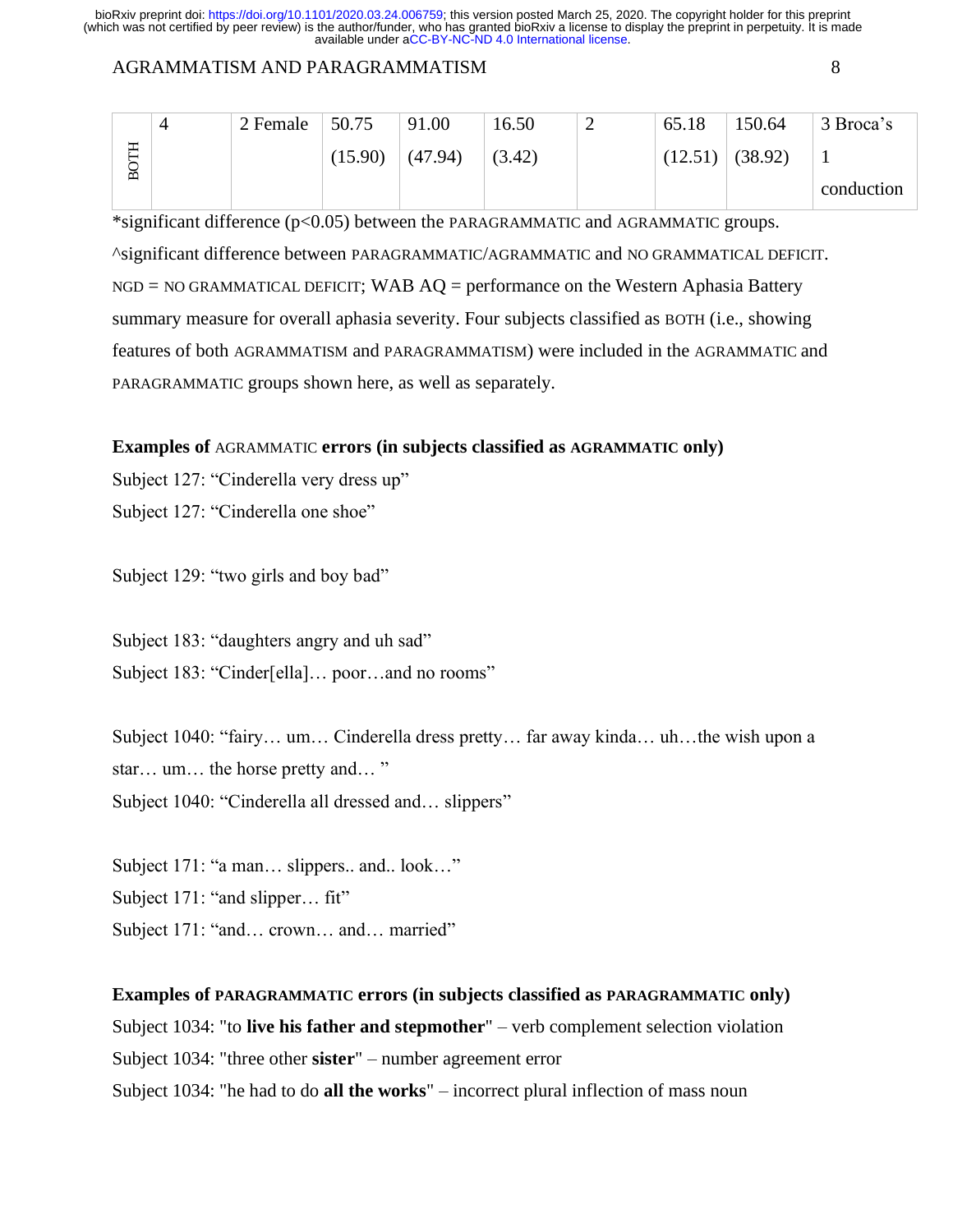| | | | | | | | | | |
|---|---|---|---|---|---|---|---|---|---|
| BOTH | 4 | 2 Female | 50.75 (15.90) | 91.00 (47.94) | 16.50 (3.42) | 2 | 65.18 (12.51) | 150.64 (38.92) | 3 Broca's 1 conduction |

*significant difference ($p<0.05$) between the PARAGRAMMATIC and AGRAMMATIC groups.
^significant difference between PARAGRAMMATIC/AGRAMMATIC and NO GRAMMATICAL DEFICIT.
NGD = NO GRAMMATICAL DEFICIT; WAB AQ = performance on the Western Aphasia Battery summary measure for overall aphasia severity. Four subjects classified as BOTH (i.e., showing features of both AGRAMMATISM and PARAGRAMMATISM) were included in the AGRAMMATIC and PARAGRAMMATIC groups shown here, as well as separately.

**Examples of AGRAMMATIC errors (in subjects classified as AGRAMMATIC only)**

Subject 127: "Cinderella very dress up"
Subject 127: "Cinderella one shoe"

Subject 129: "two girls and boy bad"

Subject 183: "daughters angry and uh sad"
Subject 183: "Cinder[ella]… poor…and no rooms"

Subject 1040: "fairy… um… Cinderella dress pretty… far away kinda… uh…the wish upon a star… um… the horse pretty and… "
Subject 1040: "Cinderella all dressed and… slippers"

Subject 171: "a man… slippers.. and.. look…"
Subject 171: "and slipper… fit"
Subject 171: "and… crown… and… married"

**Examples of PARAGRAMMATIC errors (in subjects classified as PARAGRAMMATIC only)**

Subject 1034: "to **live his father and stepmother**" – verb complement selection violation
Subject 1034: "three other **sister**" – number agreement error
Subject 1034: "he had to do **all the works**" – incorrect plural inflection of mass noun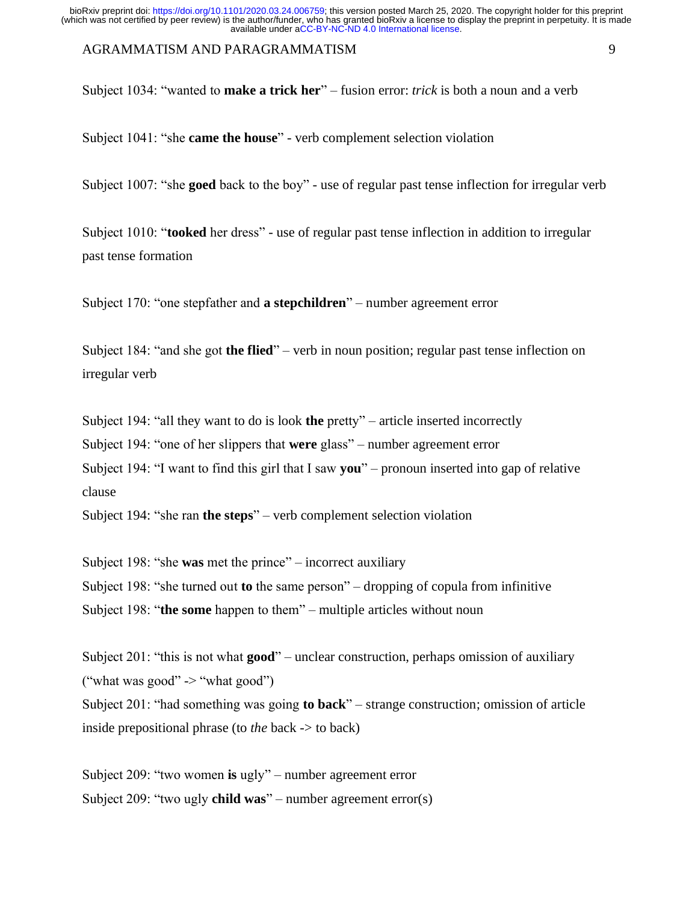Subject 1034: “wanted to **make a trick her**” – fusion error: *trick* is both a noun and a verb

Subject 1041: “she **came the house**” - verb complement selection violation

Subject 1007: “she **goed** back to the boy” - use of regular past tense inflection for irregular verb

Subject 1010: “**tooked** her dress” - use of regular past tense inflection in addition to irregular past tense formation

Subject 170: “one stepfather and **a stepchildren**” – number agreement error

Subject 184: “and she got **the flied**” – verb in noun position; regular past tense inflection on irregular verb

Subject 194: “all they want to do is look **the** pretty” – article inserted incorrectly
Subject 194: “one of her slippers that **were** glass” – number agreement error
Subject 194: “I want to find this girl that I saw **you**” – pronoun inserted into gap of relative clause
Subject 194: “she ran **the steps**” – verb complement selection violation

Subject 198: “she **was** met the prince” – incorrect auxiliary
Subject 198: “she turned out **to** the same person” – dropping of copula from infinitive
Subject 198: “**the some** happen to them” – multiple articles without noun

Subject 201: “this is not what **good**” – unclear construction, perhaps omission of auxiliary (“what was good” -> “what good”)
Subject 201: “had something was going **to back**” – strange construction; omission of article inside prepositional phrase (to *the* back -> to back)

Subject 209: “two women **is** ugly” – number agreement error
Subject 209: “two ugly **child was**” – number agreement error(s)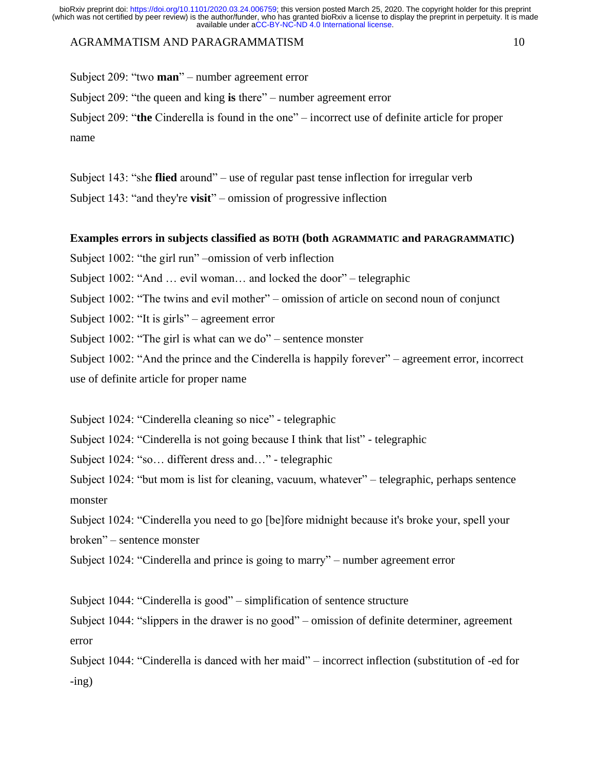Subject 209: “two **man**” – number agreement error

Subject 209: “the queen and king **is** there” – number agreement error

Subject 209: “**the** Cinderella is found in the one” – incorrect use of definite article for proper name

Subject 143: “she **flied** around” – use of regular past tense inflection for irregular verb

Subject 143: “and they're **visit**” – omission of progressive inflection

**Examples errors in subjects classified as BOTH (both AGRAMMATIC and PARAGRAMMATIC)**

Subject 1002: “the girl run” –omission of verb inflection

Subject 1002: “And … evil woman… and locked the door” – telegraphic

Subject 1002: “The twins and evil mother” – omission of article on second noun of conjunct

Subject 1002: “It is girls” – agreement error

Subject 1002: “The girl is what can we do” – sentence monster

Subject 1002: “And the prince and the Cinderella is happily forever” – agreement error, incorrect use of definite article for proper name

Subject 1024: “Cinderella cleaning so nice” - telegraphic

Subject 1024: “Cinderella is not going because I think that list” - telegraphic

Subject 1024: “so… different dress and…” - telegraphic

Subject 1024: “but mom is list for cleaning, vacuum, whatever” – telegraphic, perhaps sentence monster

Subject 1024: “Cinderella you need to go [be]fore midnight because it's broke your, spell your broken” – sentence monster

Subject 1024: “Cinderella and prince is going to marry” – number agreement error

Subject 1044: “Cinderella is good” – simplification of sentence structure

Subject 1044: “slippers in the drawer is no good” – omission of definite determiner, agreement error

Subject 1044: “Cinderella is danced with her maid” – incorrect inflection (substitution of -ed for -ing)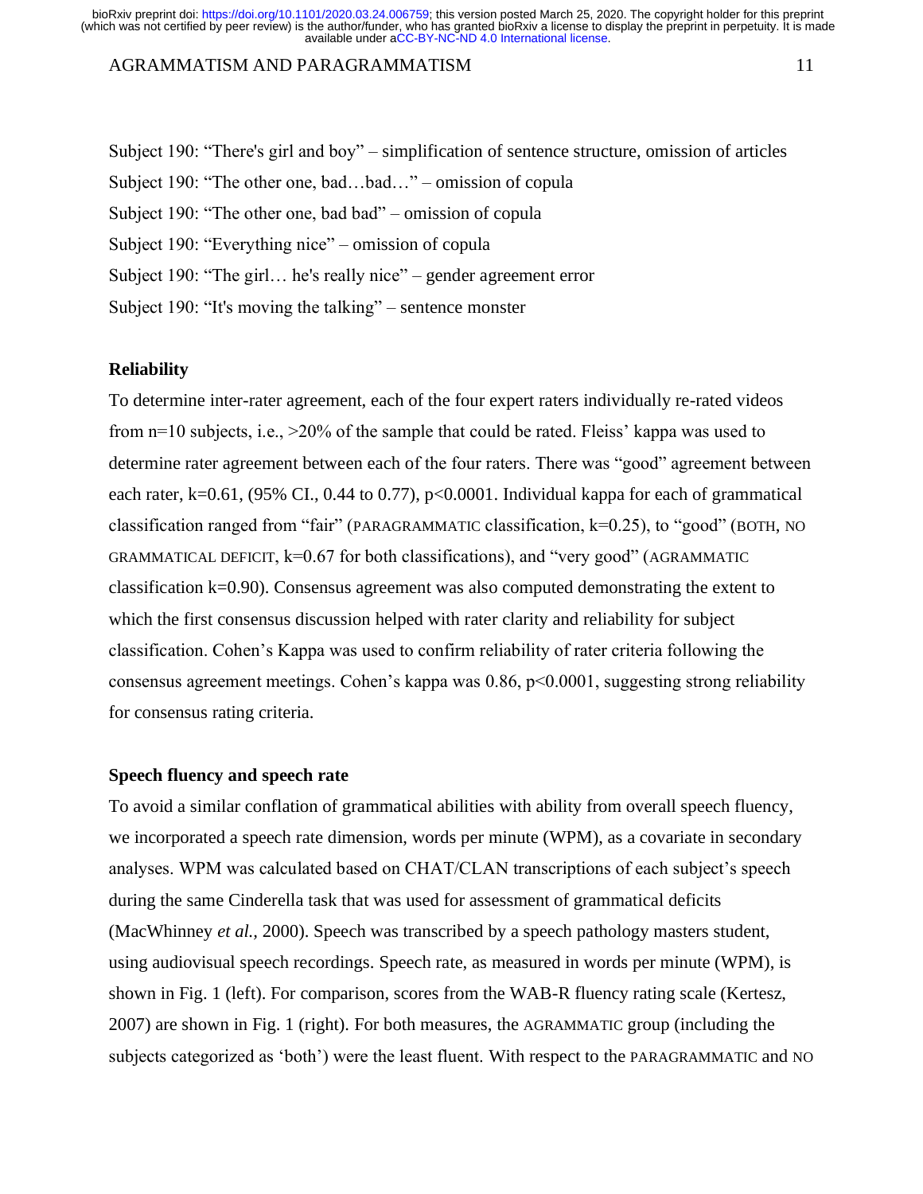Subject 190: "There's girl and boy" – simplification of sentence structure, omission of articles

Subject 190: "The other one, bad…bad…" – omission of copula

Subject 190: "The other one, bad bad" – omission of copula

Subject 190: "Everything nice" – omission of copula

Subject 190: "The girl… he's really nice" – gender agreement error

Subject 190: "It's moving the talking" – sentence monster

**Reliability**

To determine inter-rater agreement, each of the four expert raters individually re-rated videos from n=10 subjects, i.e., >20% of the sample that could be rated. Fleiss' kappa was used to determine rater agreement between each of the four raters. There was "good" agreement between each rater, k=0.61, (95% CI., 0.44 to 0.77), p<0.0001. Individual kappa for each of grammatical classification ranged from "fair" (PARAGRAMMATIC classification, k=0.25), to "good" (BOTH, NO GRAMMATICAL DEFICIT, k=0.67 for both classifications), and "very good" (AGRAMMATIC classification k=0.90). Consensus agreement was also computed demonstrating the extent to which the first consensus discussion helped with rater clarity and reliability for subject classification. Cohen's Kappa was used to confirm reliability of rater criteria following the consensus agreement meetings. Cohen's kappa was 0.86, p<0.0001, suggesting strong reliability for consensus rating criteria.

**Speech fluency and speech rate**

To avoid a similar conflation of grammatical abilities with ability from overall speech fluency, we incorporated a speech rate dimension, words per minute (WPM), as a covariate in secondary analyses. WPM was calculated based on CHAT/CLAN transcriptions of each subject's speech during the same Cinderella task that was used for assessment of grammatical deficits (MacWhinney *et al.*, 2000). Speech was transcribed by a speech pathology masters student, using audiovisual speech recordings. Speech rate, as measured in words per minute (WPM), is shown in Fig. 1 (left). For comparison, scores from the WAB-R fluency rating scale (Kertesz, 2007) are shown in Fig. 1 (right). For both measures, the AGRAMMATIC group (including the subjects categorized as 'both') were the least fluent. With respect to the PARAGRAMMATIC and NO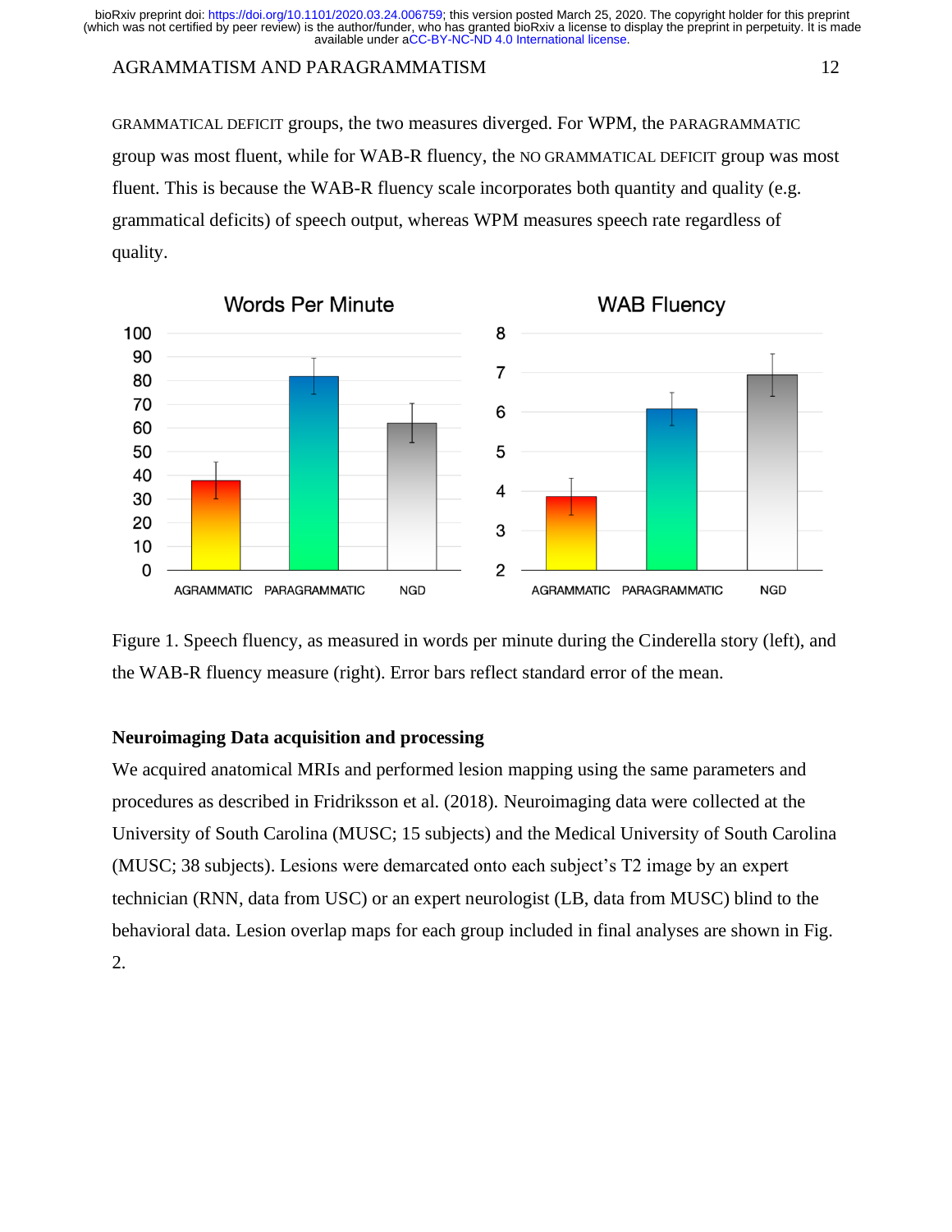GRAMMATICAL DEFICIT groups, the two measures diverged. For WPM, the PARAGRAMMATIC group was most fluent, while for WAB-R fluency, the NO GRAMMATICAL DEFICIT group was most fluent. This is because the WAB-R fluency scale incorporates both quantity and quality (e.g. grammatical deficits) of speech output, whereas WPM measures speech rate regardless of quality.

Words Per Minute

100
90
80
70
60
50
40
30
20
10
0

AGRAMMATIC
PARAGRAMMATIC
NGD

WAB Fluency

8
7
6
5
4
3
2

AGRAMMATIC
PARAGRAMMATIC
NGD

Figure 1. Speech fluency, as measured in words per minute during the Cinderella story (left), and the WAB-R fluency measure (right). Error bars reflect standard error of the mean.

**Neuroimaging Data acquisition and processing**

We acquired anatomical MRIs and performed lesion mapping using the same parameters and procedures as described in Fridriksson et al. (2018). Neuroimaging data were collected at the University of South Carolina (MUSC; 15 subjects) and the Medical University of South Carolina (MUSC; 38 subjects). Lesions were demarcated onto each subject's T2 image by an expert technician (RNN, data from USC) or an expert neurologist (LB, data from MUSC) blind to the behavioral data. Lesion overlap maps for each group included in final analyses are shown in Fig. 2.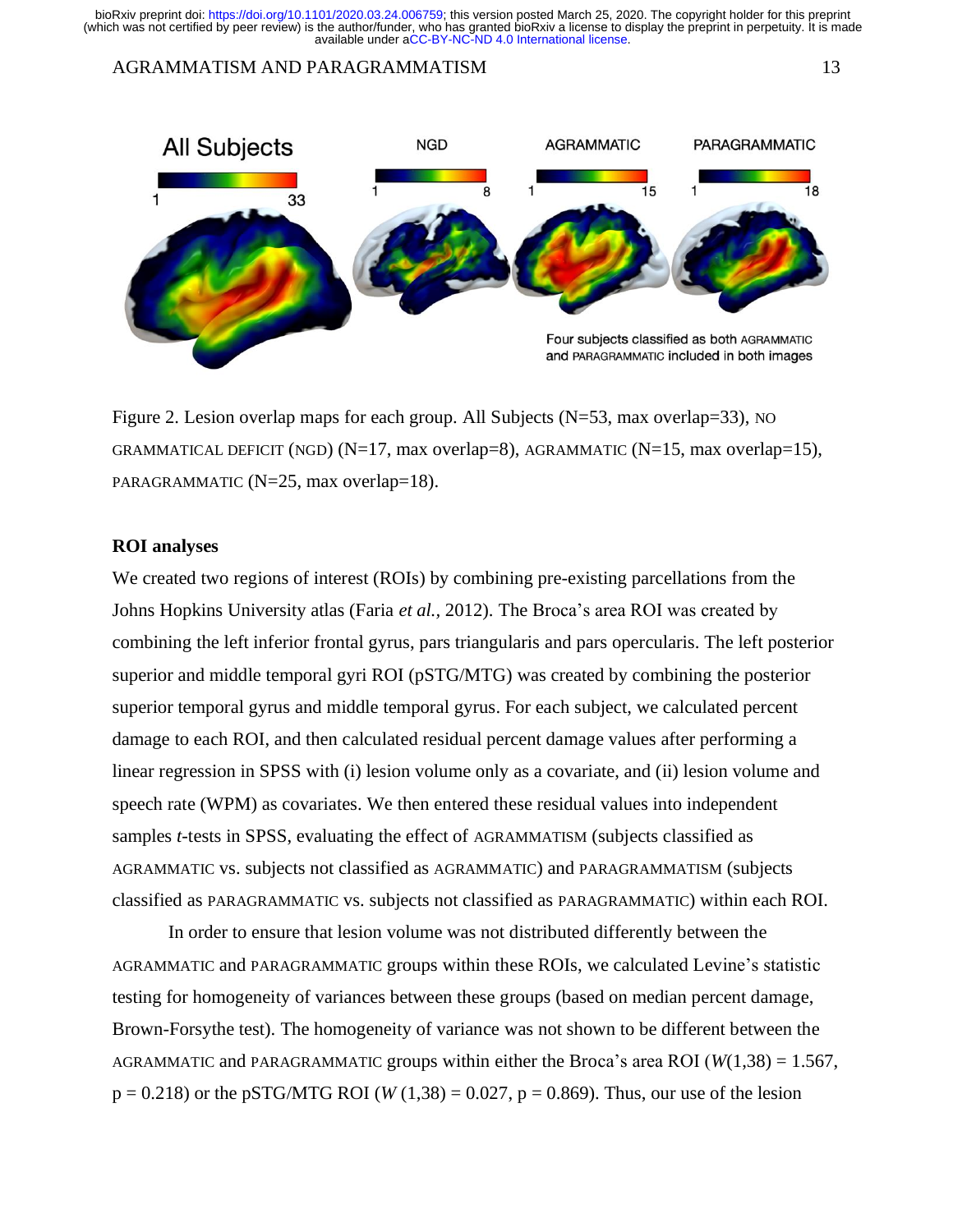All Subjects

1 33

NGD

1 8

AGRAMMATIC

1 15

PARAGRAMMATIC

1 18

Four subjects classified as both AGRAMMATIC and PARAGRAMMATIC included in both images

Figure 2. Lesion overlap maps for each group. All Subjects (N=53, max overlap=33), NO GRAMMATICAL DEFICIT (NGD) (N=17, max overlap=8), AGRAMMATIC (N=15, max overlap=15), PARAGRAMMATIC (N=25, max overlap=18).

**ROI analyses**

We created two regions of interest (ROIs) by combining pre-existing parcellations from the Johns Hopkins University atlas (Faria *et al.*, 2012). The Broca's area ROI was created by combining the left inferior frontal gyrus, pars triangularis and pars opercularis. The left posterior superior and middle temporal gyri ROI (pSTG/MTG) was created by combining the posterior superior temporal gyrus and middle temporal gyrus. For each subject, we calculated percent damage to each ROI, and then calculated residual percent damage values after performing a linear regression in SPSS with (i) lesion volume only as a covariate, and (ii) lesion volume and speech rate (WPM) as covariates. We then entered these residual values into independent samples *t*-tests in SPSS, evaluating the effect of AGRAMMATISM (subjects classified as AGRAMMATIC vs. subjects not classified as AGRAMMATIC) and PARAGRAMMATISM (subjects classified as PARAGRAMMATIC vs. subjects not classified as PARAGRAMMATIC) within each ROI.

In order to ensure that lesion volume was not distributed differently between the AGRAMMATIC and PARAGRAMMATIC groups within these ROIs, we calculated Levine's statistic testing for homogeneity of variances between these groups (based on median percent damage, Brown-Forsythe test). The homogeneity of variance was not shown to be different between the AGRAMMATIC and PARAGRAMMATIC groups within either the Broca's area ROI ($W(1,38) = 1.567$, $p = 0.218$) or the pSTG/MTG ROI ($W(1,38) = 0.027$, $p = 0.869$). Thus, our use of the lesion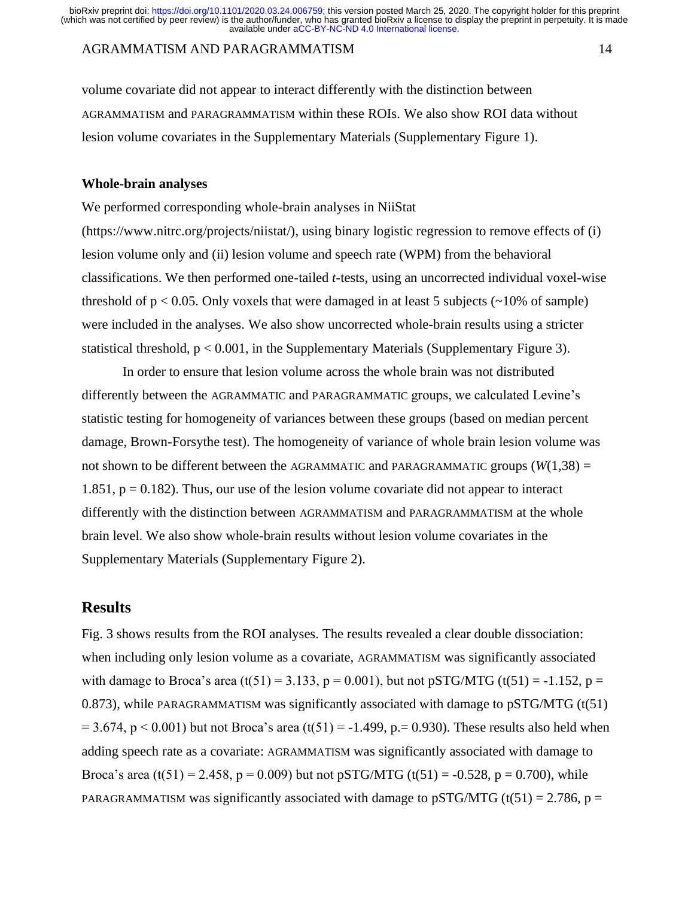volume covariate did not appear to interact differently with the distinction between AGRAMMATISM and PARAGRAMMATISM within these ROIs. We also show ROI data without lesion volume covariates in the Supplementary Materials (Supplementary Figure 1).

**Whole-brain analyses**

We performed corresponding whole-brain analyses in NiiStat (https://www.nitrc.org/projects/niistat/), using binary logistic regression to remove effects of (i) lesion volume only and (ii) lesion volume and speech rate (WPM) from the behavioral classifications. We then performed one-tailed *t*-tests, using an uncorrected individual voxel-wise threshold of $p < 0.05$. Only voxels that were damaged in at least 5 subjects (~10% of sample) were included in the analyses. We also show uncorrected whole-brain results using a stricter statistical threshold, $p < 0.001$, in the Supplementary Materials (Supplementary Figure 3).

In order to ensure that lesion volume across the whole brain was not distributed differently between the AGRAMMATIC and PARAGRAMMATIC groups, we calculated Levine's statistic testing for homogeneity of variances between these groups (based on median percent damage, Brown-Forsythe test). The homogeneity of variance of whole brain lesion volume was not shown to be different between the AGRAMMATIC and PARAGRAMMATIC groups ($W(1,38) = 1.851$, $p = 0.182$). Thus, our use of the lesion volume covariate did not appear to interact differently with the distinction between AGRAMMATISM and PARAGRAMMATISM at the whole brain level. We also show whole-brain results without lesion volume covariates in the Supplementary Materials (Supplementary Figure 2).

## Results

Fig. 3 shows results from the ROI analyses. The results revealed a clear double dissociation: when including only lesion volume as a covariate, AGRAMMATISM was significantly associated with damage to Broca's area ($t(51) = 3.133$, $p = 0.001$), but not pSTG/MTG ($t(51) = -1.152$, $p = 0.873$), while PARAGRAMMATISM was significantly associated with damage to pSTG/MTG ($t(51) = 3.674$, $p < 0.001$) but not Broca's area ($t(51) = -1.499$, p.$= 0.930$). These results also held when adding speech rate as a covariate: AGRAMMATISM was significantly associated with damage to Broca's area ($t(51) = 2.458$, $p = 0.009$) but not pSTG/MTG ($t(51) = -0.528$, $p = 0.700$), while PARAGRAMMATISM was significantly associated with damage to pSTG/MTG ($t(51) = 2.786$, p =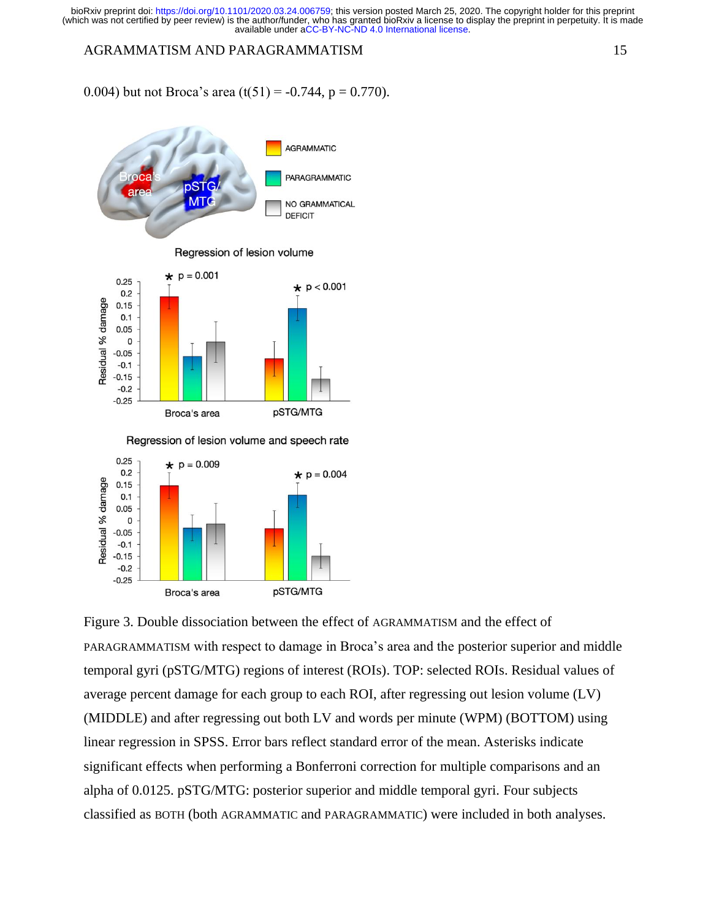0.004) but not Broca's area (t(51) = -0.744, p = 0.770).

Broca's area
pSTG/ MTG
AGRAMMATIC
PARAGRAMMATIC
NO GRAMMATICAL DEFICIT

Regression of lesion volume

Residual % damage
0.25
0.2
0.15
0.1
0.05
0
-0.05
-0.1
-0.15
-0.2
-0.25
* p = 0.001
* p < 0.001
Broca's area
pSTG/MTG

Regression of lesion volume and speech rate

Residual % damage
0.25
0.2
0.15
0.1
0.05
0
-0.05
-0.1
-0.15
-0.2
-0.25
* p = 0.009
* p = 0.004
Broca's area
pSTG/MTG

Figure 3. Double dissociation between the effect of AGRAMMATISM and the effect of PARAGRAMMATISM with respect to damage in Broca's area and the posterior superior and middle temporal gyri (pSTG/MTG) regions of interest (ROIs). TOP: selected ROIs. Residual values of average percent damage for each group to each ROI, after regressing out lesion volume (LV) (MIDDLE) and after regressing out both LV and words per minute (WPM) (BOTTOM) using linear regression in SPSS. Error bars reflect standard error of the mean. Asterisks indicate significant effects when performing a Bonferroni correction for multiple comparisons and an alpha of 0.0125. pSTG/MTG: posterior superior and middle temporal gyri. Four subjects classified as BOTH (both AGRAMMATIC and PARAGRAMMATIC) were included in both analyses.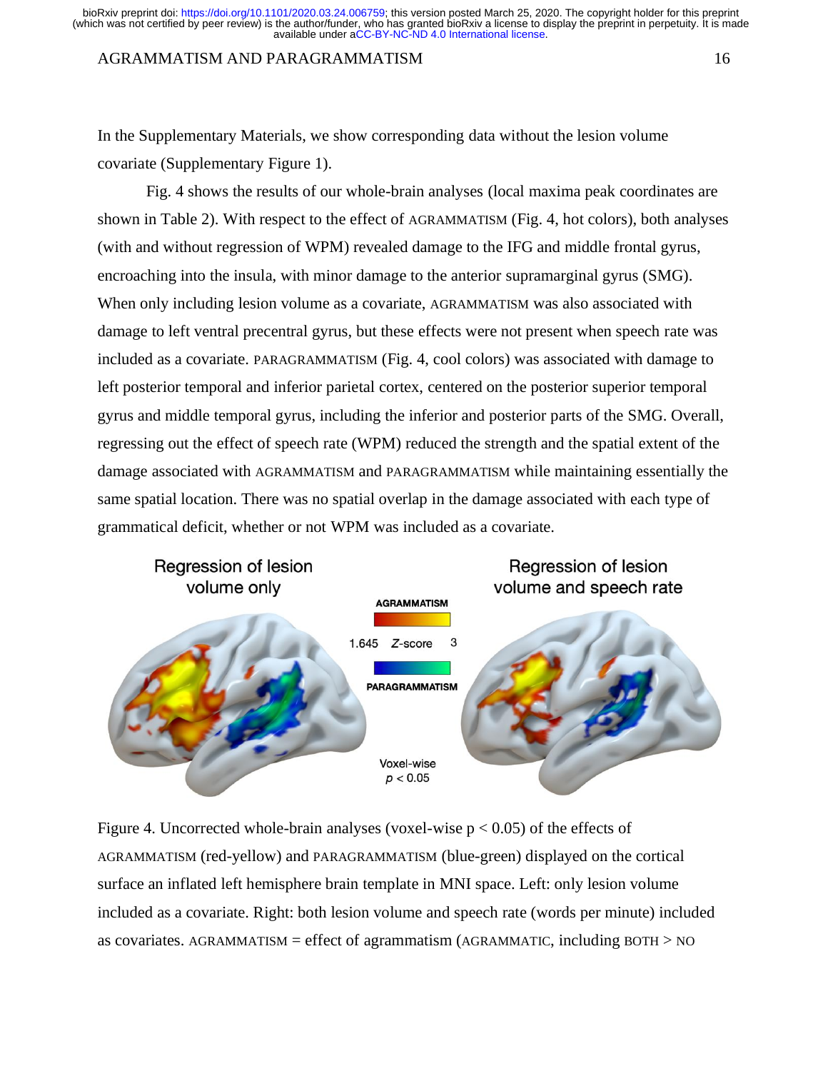In the Supplementary Materials, we show corresponding data without the lesion volume covariate (Supplementary Figure 1).

Fig. 4 shows the results of our whole-brain analyses (local maxima peak coordinates are shown in Table 2). With respect to the effect of AGRAMMATISM (Fig. 4, hot colors), both analyses (with and without regression of WPM) revealed damage to the IFG and middle frontal gyrus, encroaching into the insula, with minor damage to the anterior supramarginal gyrus (SMG). When only including lesion volume as a covariate, AGRAMMATISM was also associated with damage to left ventral precentral gyrus, but these effects were not present when speech rate was included as a covariate. PARAGRAMMATISM (Fig. 4, cool colors) was associated with damage to left posterior temporal and inferior parietal cortex, centered on the posterior superior temporal gyrus and middle temporal gyrus, including the inferior and posterior parts of the SMG. Overall, regressing out the effect of speech rate (WPM) reduced the strength and the spatial extent of the damage associated with AGRAMMATISM and PARAGRAMMATISM while maintaining essentially the same spatial location. There was no spatial overlap in the damage associated with each type of grammatical deficit, whether or not WPM was included as a covariate.

Regression of lesion volume only

Regression of lesion volume and speech rate

AGRAMMATISM

1.645 Z-score 3

PARAGRAMMATISM

Voxel-wise
$p < 0.05$

Figure 4. Uncorrected whole-brain analyses (voxel-wise $p < 0.05$) of the effects of AGRAMMATISM (red-yellow) and PARAGRAMMATISM (blue-green) displayed on the cortical surface an inflated left hemisphere brain template in MNI space. Left: only lesion volume included as a covariate. Right: both lesion volume and speech rate (words per minute) included as covariates. AGRAMMATISM = effect of agrammatism (AGRAMMATIC, including BOTH > NO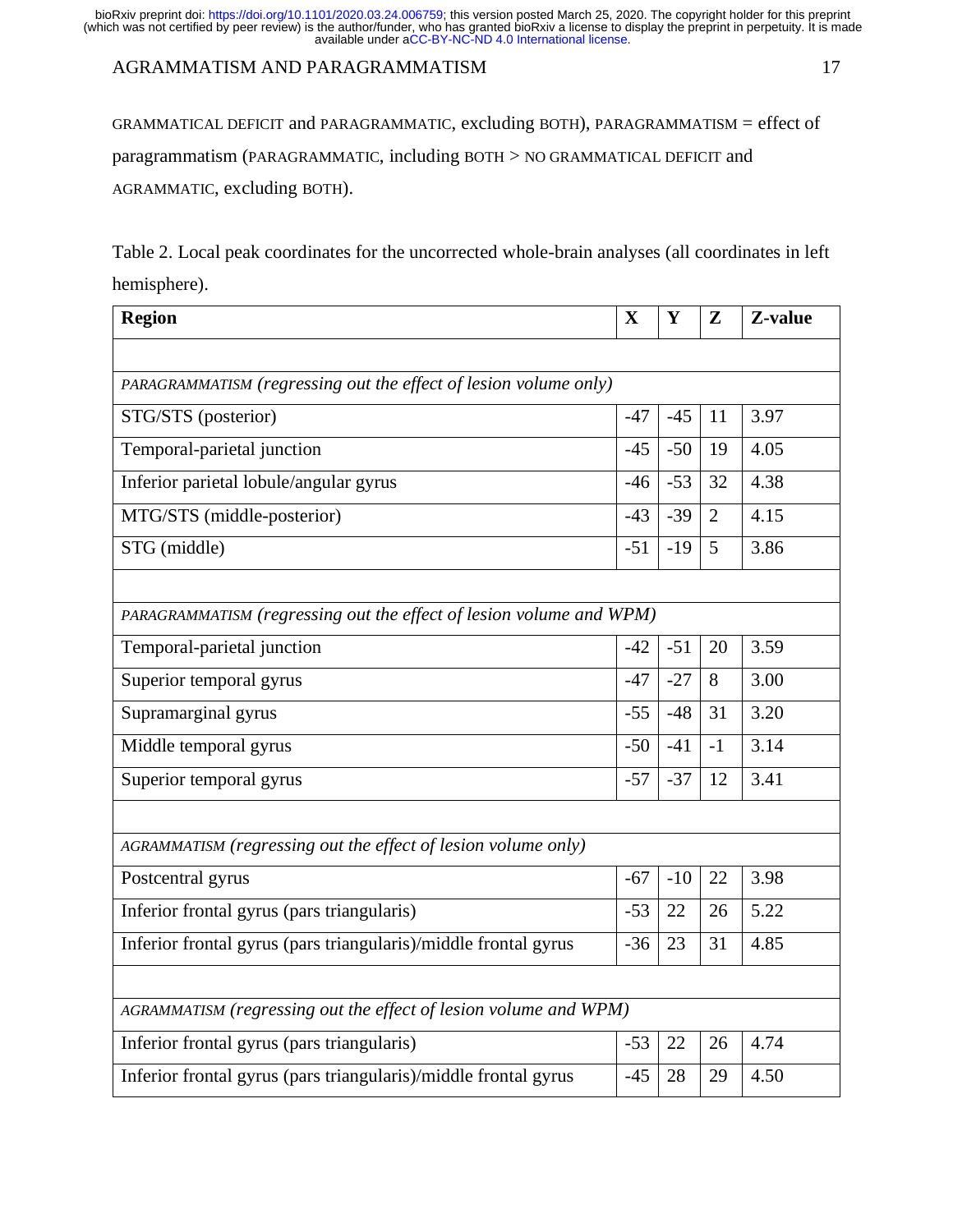GRAMMATICAL DEFICIT and PARAGRAMMATIC, excluding BOTH), PARAGRAMMATISM = effect of paragrammatism (PARAGRAMMATIC, including BOTH > NO GRAMMATICAL DEFICIT and AGRAMMATIC, excluding BOTH).

Table 2. Local peak coordinates for the uncorrected whole-brain analyses (all coordinates in left hemisphere).

| **Region** | **X** | **Y** | **Z** | **Z-value** |
|---|---|---|---|---|
| | | | | |
| *PARAGRAMMATISM (regressing out the effect of lesion volume only)* | | | | |
| STG/STS (posterior) | -47 | -45 | 11 | 3.97 |
| Temporal-parietal junction | -45 | -50 | 19 | 4.05 |
| Inferior parietal lobule/angular gyrus | -46 | -53 | 32 | 4.38 |
| MTG/STS (middle-posterior) | -43 | -39 | 2 | 4.15 |
| STG (middle) | -51 | -19 | 5 | 3.86 |
| | | | | |
| *PARAGRAMMATISM (regressing out the effect of lesion volume and WPM)* | | | | |
| Temporal-parietal junction | -42 | -51 | 20 | 3.59 |
| Superior temporal gyrus | -47 | -27 | 8 | 3.00 |
| Supramarginal gyrus | -55 | -48 | 31 | 3.20 |
| Middle temporal gyrus | -50 | -41 | -1 | 3.14 |
| Superior temporal gyrus | -57 | -37 | 12 | 3.41 |
| | | | | |
| *AGRAMMATISM (regressing out the effect of lesion volume only)* | | | | |
| Postcentral gyrus | -67 | -10 | 22 | 3.98 |
| Inferior frontal gyrus (pars triangularis) | -53 | 22 | 26 | 5.22 |
| Inferior frontal gyrus (pars triangularis)/middle frontal gyrus | -36 | 23 | 31 | 4.85 |
| | | | | |
| *AGRAMMATISM (regressing out the effect of lesion volume and WPM)* | | | | |
| Inferior frontal gyrus (pars triangularis) | -53 | 22 | 26 | 4.74 |
| Inferior frontal gyrus (pars triangularis)/middle frontal gyrus | -45 | 28 | 29 | 4.50 |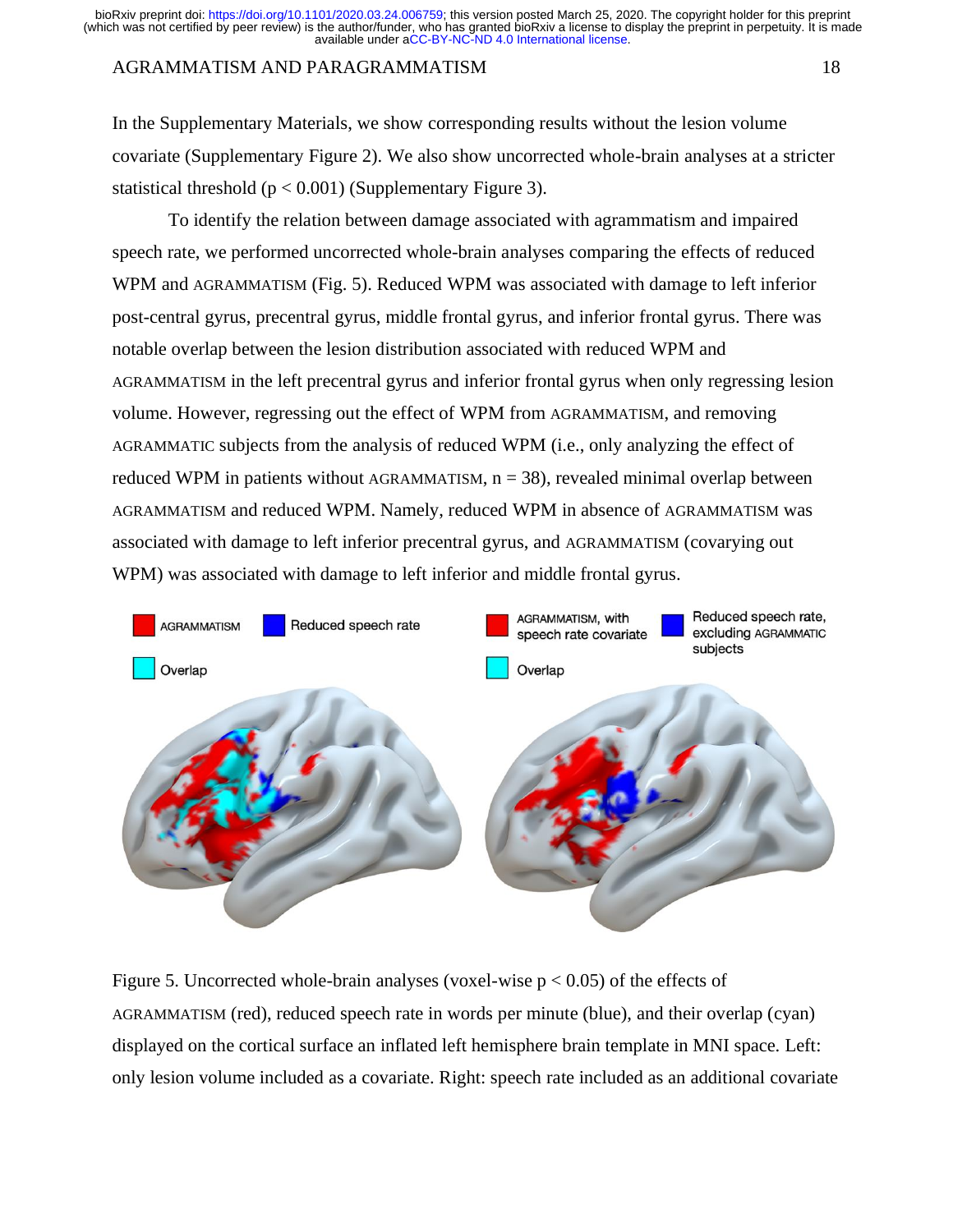In the Supplementary Materials, we show corresponding results without the lesion volume covariate (Supplementary Figure 2). We also show uncorrected whole-brain analyses at a stricter statistical threshold ($p < 0.001$) (Supplementary Figure 3).

To identify the relation between damage associated with agrammatism and impaired speech rate, we performed uncorrected whole-brain analyses comparing the effects of reduced WPM and AGRAMMATISM (Fig. 5). Reduced WPM was associated with damage to left inferior post-central gyrus, precentral gyrus, middle frontal gyrus, and inferior frontal gyrus. There was notable overlap between the lesion distribution associated with reduced WPM and AGRAMMATISM in the left precentral gyrus and inferior frontal gyrus when only regressing lesion volume. However, regressing out the effect of WPM from AGRAMMATISM, and removing AGRAMMATIC subjects from the analysis of reduced WPM (i.e., only analyzing the effect of reduced WPM in patients without AGRAMMATISM, n = 38), revealed minimal overlap between AGRAMMATISM and reduced WPM. Namely, reduced WPM in absence of AGRAMMATISM was associated with damage to left inferior precentral gyrus, and AGRAMMATISM (covarying out WPM) was associated with damage to left inferior and middle frontal gyrus.

AGRAMMATISM
Reduced speech rate
Overlap
AGRAMMATISM, with speech rate covariate
Reduced speech rate, excluding AGRAMMATIC subjects
Overlap

Figure 5. Uncorrected whole-brain analyses (voxel-wise $p < 0.05$) of the effects of AGRAMMATISM (red), reduced speech rate in words per minute (blue), and their overlap (cyan) displayed on the cortical surface an inflated left hemisphere brain template in MNI space. Left: only lesion volume included as a covariate. Right: speech rate included as an additional covariate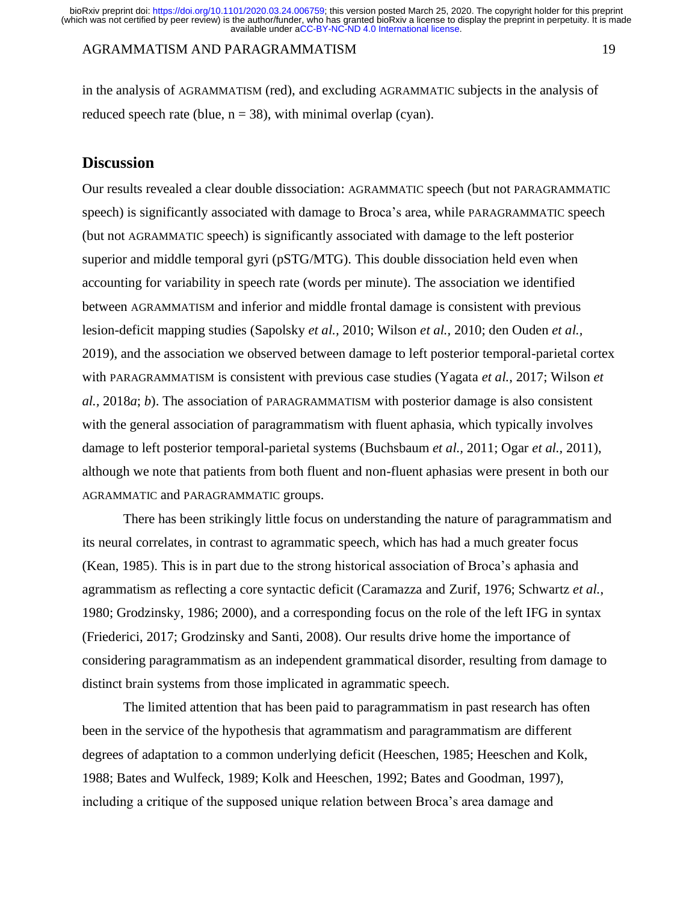in the analysis of AGRAMMATISM (red), and excluding AGRAMMATIC subjects in the analysis of reduced speech rate (blue, n = 38), with minimal overlap (cyan).

## Discussion

Our results revealed a clear double dissociation: AGRAMMATIC speech (but not PARAGRAMMATIC speech) is significantly associated with damage to Broca's area, while PARAGRAMMATIC speech (but not AGRAMMATIC speech) is significantly associated with damage to the left posterior superior and middle temporal gyri (pSTG/MTG). This double dissociation held even when accounting for variability in speech rate (words per minute). The association we identified between AGRAMMATISM and inferior and middle frontal damage is consistent with previous lesion-deficit mapping studies (Sapolsky *et al.*, 2010; Wilson *et al.*, 2010; den Ouden *et al.*, 2019), and the association we observed between damage to left posterior temporal-parietal cortex with PARAGRAMMATISM is consistent with previous case studies (Yagata *et al.*, 2017; Wilson *et al.*, 2018*a*; *b*). The association of PARAGRAMMATISM with posterior damage is also consistent with the general association of paragrammatism with fluent aphasia, which typically involves damage to left posterior temporal-parietal systems (Buchsbaum *et al.*, 2011; Ogar *et al.*, 2011), although we note that patients from both fluent and non-fluent aphasias were present in both our AGRAMMATIC and PARAGRAMMATIC groups.

There has been strikingly little focus on understanding the nature of paragrammatism and its neural correlates, in contrast to agrammatic speech, which has had a much greater focus (Kean, 1985). This is in part due to the strong historical association of Broca's aphasia and agrammatism as reflecting a core syntactic deficit (Caramazza and Zurif, 1976; Schwartz *et al.*, 1980; Grodzinsky, 1986; 2000), and a corresponding focus on the role of the left IFG in syntax (Friederici, 2017; Grodzinsky and Santi, 2008). Our results drive home the importance of considering paragrammatism as an independent grammatical disorder, resulting from damage to distinct brain systems from those implicated in agrammatic speech.

The limited attention that has been paid to paragrammatism in past research has often been in the service of the hypothesis that agrammatism and paragrammatism are different degrees of adaptation to a common underlying deficit (Heeschen, 1985; Heeschen and Kolk, 1988; Bates and Wulfeck, 1989; Kolk and Heeschen, 1992; Bates and Goodman, 1997), including a critique of the supposed unique relation between Broca's area damage and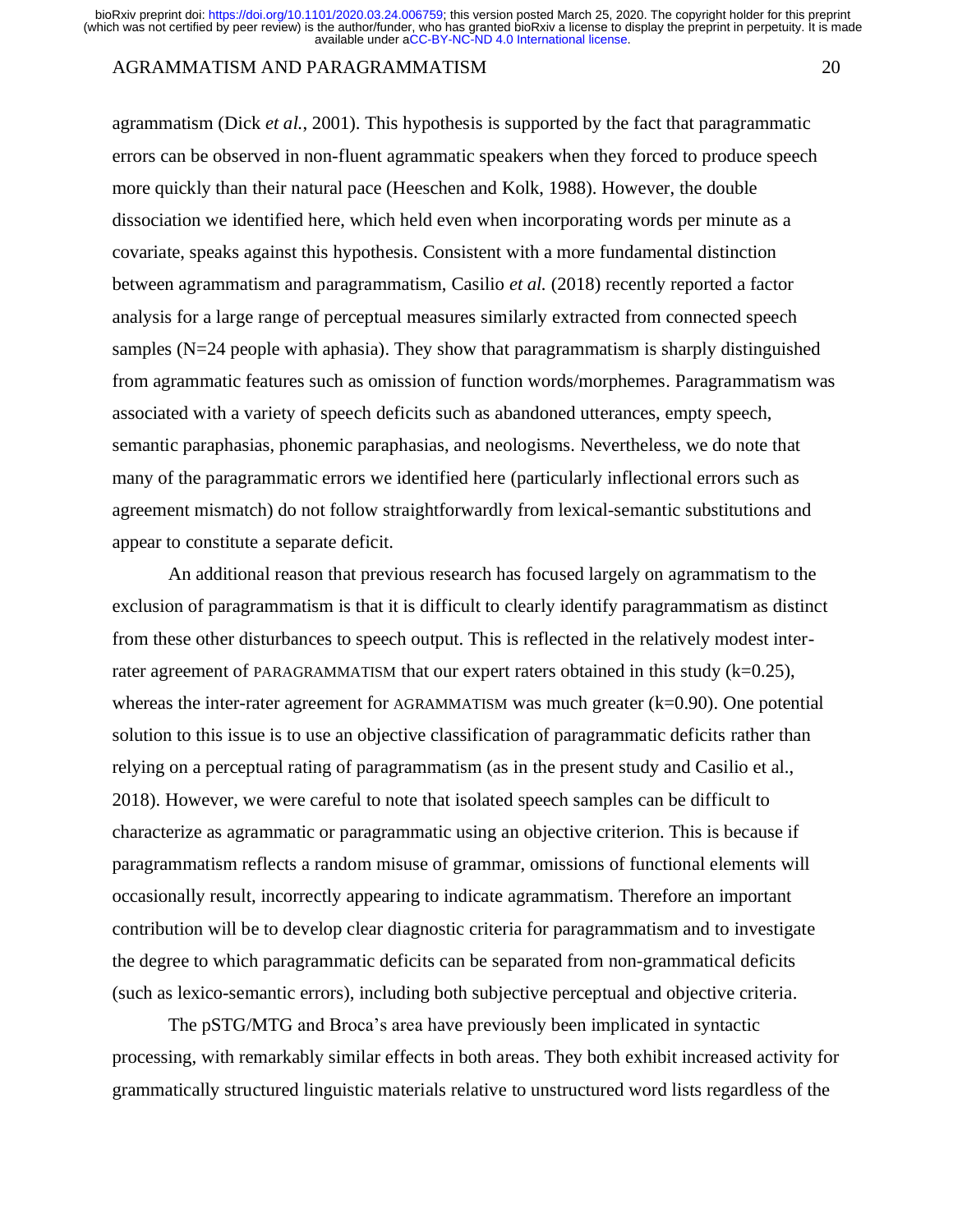agrammatism (Dick *et al.*, 2001). This hypothesis is supported by the fact that paragrammatic errors can be observed in non-fluent agrammatic speakers when they forced to produce speech more quickly than their natural pace (Heeschen and Kolk, 1988). However, the double dissociation we identified here, which held even when incorporating words per minute as a covariate, speaks against this hypothesis. Consistent with a more fundamental distinction between agrammatism and paragrammatism, Casilio *et al.* (2018) recently reported a factor analysis for a large range of perceptual measures similarly extracted from connected speech samples (N=24 people with aphasia). They show that paragrammatism is sharply distinguished from agrammatic features such as omission of function words/morphemes. Paragrammatism was associated with a variety of speech deficits such as abandoned utterances, empty speech, semantic paraphasias, phonemic paraphasias, and neologisms. Nevertheless, we do note that many of the paragrammatic errors we identified here (particularly inflectional errors such as agreement mismatch) do not follow straightforwardly from lexical-semantic substitutions and appear to constitute a separate deficit.

An additional reason that previous research has focused largely on agrammatism to the exclusion of paragrammatism is that it is difficult to clearly identify paragrammatism as distinct from these other disturbances to speech output. This is reflected in the relatively modest inter-rater agreement of PARAGRAMMATISM that our expert raters obtained in this study (k=0.25), whereas the inter-rater agreement for AGRAMMATISM was much greater (k=0.90). One potential solution to this issue is to use an objective classification of paragrammatic deficits rather than relying on a perceptual rating of paragrammatism (as in the present study and Casilio et al., 2018). However, we were careful to note that isolated speech samples can be difficult to characterize as agrammatic or paragrammatic using an objective criterion. This is because if paragrammatism reflects a random misuse of grammar, omissions of functional elements will occasionally result, incorrectly appearing to indicate agrammatism. Therefore an important contribution will be to develop clear diagnostic criteria for paragrammatism and to investigate the degree to which paragrammatic deficits can be separated from non-grammatical deficits (such as lexico-semantic errors), including both subjective perceptual and objective criteria.

The pSTG/MTG and Broca's area have previously been implicated in syntactic processing, with remarkably similar effects in both areas. They both exhibit increased activity for grammatically structured linguistic materials relative to unstructured word lists regardless of the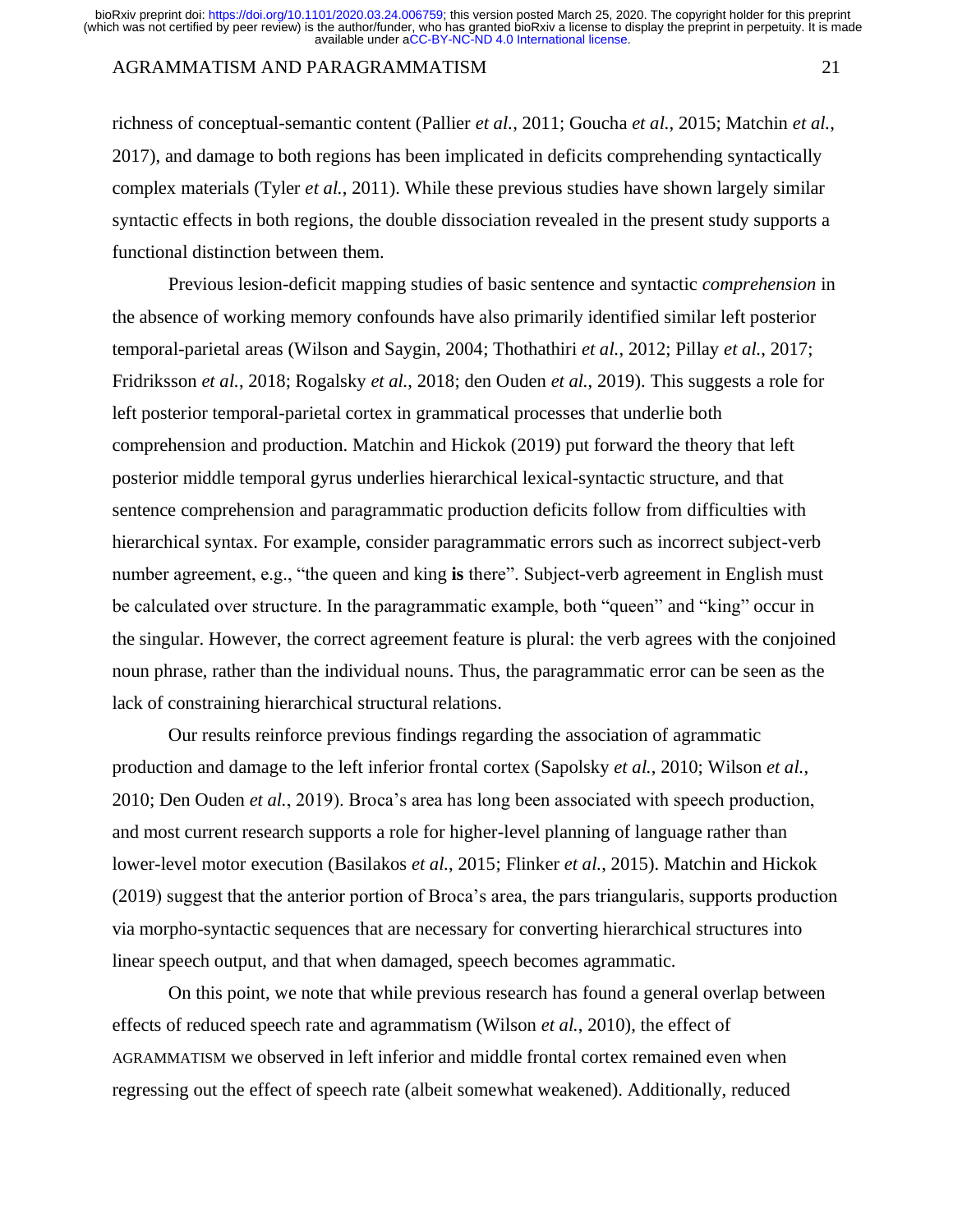richness of conceptual-semantic content (Pallier *et al.*, 2011; Goucha *et al.*, 2015; Matchin *et al.*, 2017), and damage to both regions has been implicated in deficits comprehending syntactically complex materials (Tyler *et al.*, 2011). While these previous studies have shown largely similar syntactic effects in both regions, the double dissociation revealed in the present study supports a functional distinction between them.

Previous lesion-deficit mapping studies of basic sentence and syntactic *comprehension* in the absence of working memory confounds have also primarily identified similar left posterior temporal-parietal areas (Wilson and Saygin, 2004; Thothathiri *et al.*, 2012; Pillay *et al.*, 2017; Fridriksson *et al.*, 2018; Rogalsky *et al.*, 2018; den Ouden *et al.*, 2019). This suggests a role for left posterior temporal-parietal cortex in grammatical processes that underlie both comprehension and production. Matchin and Hickok (2019) put forward the theory that left posterior middle temporal gyrus underlies hierarchical lexical-syntactic structure, and that sentence comprehension and paragrammatic production deficits follow from difficulties with hierarchical syntax. For example, consider paragrammatic errors such as incorrect subject-verb number agreement, e.g., "the queen and king **is** there". Subject-verb agreement in English must be calculated over structure. In the paragrammatic example, both "queen" and "king" occur in the singular. However, the correct agreement feature is plural: the verb agrees with the conjoined noun phrase, rather than the individual nouns. Thus, the paragrammatic error can be seen as the lack of constraining hierarchical structural relations.

Our results reinforce previous findings regarding the association of agrammatic production and damage to the left inferior frontal cortex (Sapolsky *et al.*, 2010; Wilson *et al.*, 2010; Den Ouden *et al.*, 2019). Broca's area has long been associated with speech production, and most current research supports a role for higher-level planning of language rather than lower-level motor execution (Basilakos *et al.*, 2015; Flinker *et al.*, 2015). Matchin and Hickok (2019) suggest that the anterior portion of Broca's area, the pars triangularis, supports production via morpho-syntactic sequences that are necessary for converting hierarchical structures into linear speech output, and that when damaged, speech becomes agrammatic.

On this point, we note that while previous research has found a general overlap between effects of reduced speech rate and agrammatism (Wilson *et al.*, 2010), the effect of AGRAMMATISM we observed in left inferior and middle frontal cortex remained even when regressing out the effect of speech rate (albeit somewhat weakened). Additionally, reduced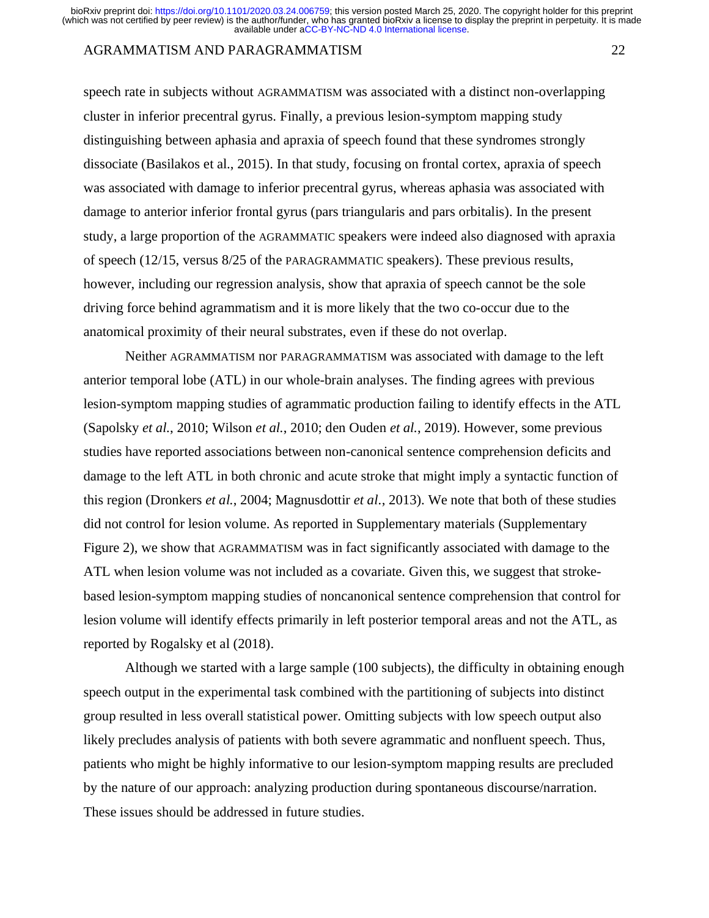speech rate in subjects without AGRAMMATISM was associated with a distinct non-overlapping cluster in inferior precentral gyrus. Finally, a previous lesion-symptom mapping study distinguishing between aphasia and apraxia of speech found that these syndromes strongly dissociate (Basilakos et al., 2015). In that study, focusing on frontal cortex, apraxia of speech was associated with damage to inferior precentral gyrus, whereas aphasia was associated with damage to anterior inferior frontal gyrus (pars triangularis and pars orbitalis). In the present study, a large proportion of the AGRAMMATIC speakers were indeed also diagnosed with apraxia of speech (12/15, versus 8/25 of the PARAGRAMMATIC speakers). These previous results, however, including our regression analysis, show that apraxia of speech cannot be the sole driving force behind agrammatism and it is more likely that the two co-occur due to the anatomical proximity of their neural substrates, even if these do not overlap.

Neither AGRAMMATISM nor PARAGRAMMATISM was associated with damage to the left anterior temporal lobe (ATL) in our whole-brain analyses. The finding agrees with previous lesion-symptom mapping studies of agrammatic production failing to identify effects in the ATL (Sapolsky *et al.*, 2010; Wilson *et al.*, 2010; den Ouden *et al.*, 2019). However, some previous studies have reported associations between non-canonical sentence comprehension deficits and damage to the left ATL in both chronic and acute stroke that might imply a syntactic function of this region (Dronkers *et al.*, 2004; Magnusdottir *et al.*, 2013). We note that both of these studies did not control for lesion volume. As reported in Supplementary materials (Supplementary Figure 2), we show that AGRAMMATISM was in fact significantly associated with damage to the ATL when lesion volume was not included as a covariate. Given this, we suggest that stroke-based lesion-symptom mapping studies of noncanonical sentence comprehension that control for lesion volume will identify effects primarily in left posterior temporal areas and not the ATL, as reported by Rogalsky et al (2018).

Although we started with a large sample (100 subjects), the difficulty in obtaining enough speech output in the experimental task combined with the partitioning of subjects into distinct group resulted in less overall statistical power. Omitting subjects with low speech output also likely precludes analysis of patients with both severe agrammatic and nonfluent speech. Thus, patients who might be highly informative to our lesion-symptom mapping results are precluded by the nature of our approach: analyzing production during spontaneous discourse/narration. These issues should be addressed in future studies.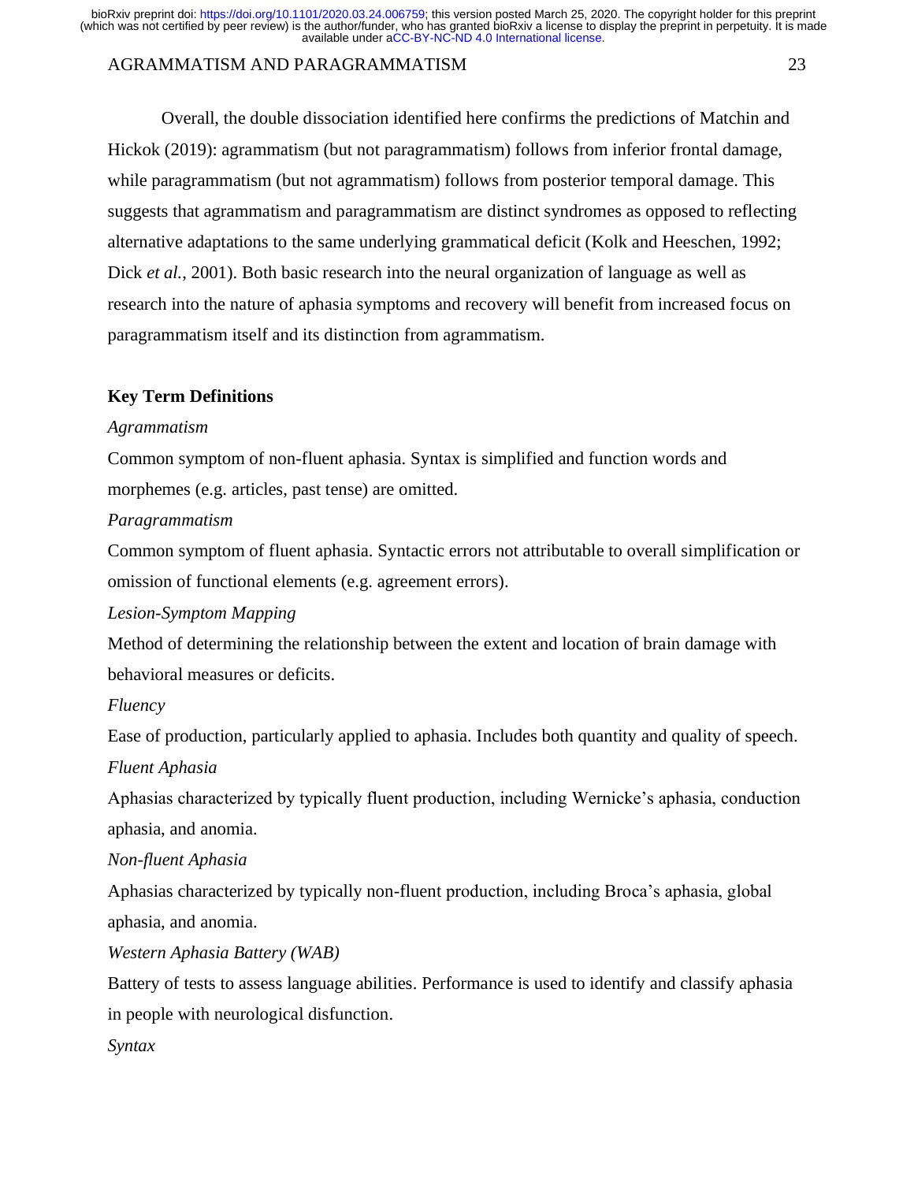Overall, the double dissociation identified here confirms the predictions of Matchin and Hickok (2019): agrammatism (but not paragrammatism) follows from inferior frontal damage, while paragrammatism (but not agrammatism) follows from posterior temporal damage. This suggests that agrammatism and paragrammatism are distinct syndromes as opposed to reflecting alternative adaptations to the same underlying grammatical deficit (Kolk and Heeschen, 1992; Dick *et al.*, 2001). Both basic research into the neural organization of language as well as research into the nature of aphasia symptoms and recovery will benefit from increased focus on paragrammatism itself and its distinction from agrammatism.

**Key Term Definitions**

*Agrammatism*

Common symptom of non-fluent aphasia. Syntax is simplified and function words and morphemes (e.g. articles, past tense) are omitted.

*Paragrammatism*

Common symptom of fluent aphasia. Syntactic errors not attributable to overall simplification or omission of functional elements (e.g. agreement errors).

*Lesion-Symptom Mapping*

Method of determining the relationship between the extent and location of brain damage with behavioral measures or deficits.

*Fluency*

Ease of production, particularly applied to aphasia. Includes both quantity and quality of speech.

*Fluent Aphasia*

Aphasias characterized by typically fluent production, including Wernicke's aphasia, conduction aphasia, and anomia.

*Non-fluent Aphasia*

Aphasias characterized by typically non-fluent production, including Broca's aphasia, global aphasia, and anomia.

*Western Aphasia Battery (WAB)*

Battery of tests to assess language abilities. Performance is used to identify and classify aphasia in people with neurological disfunction.

*Syntax*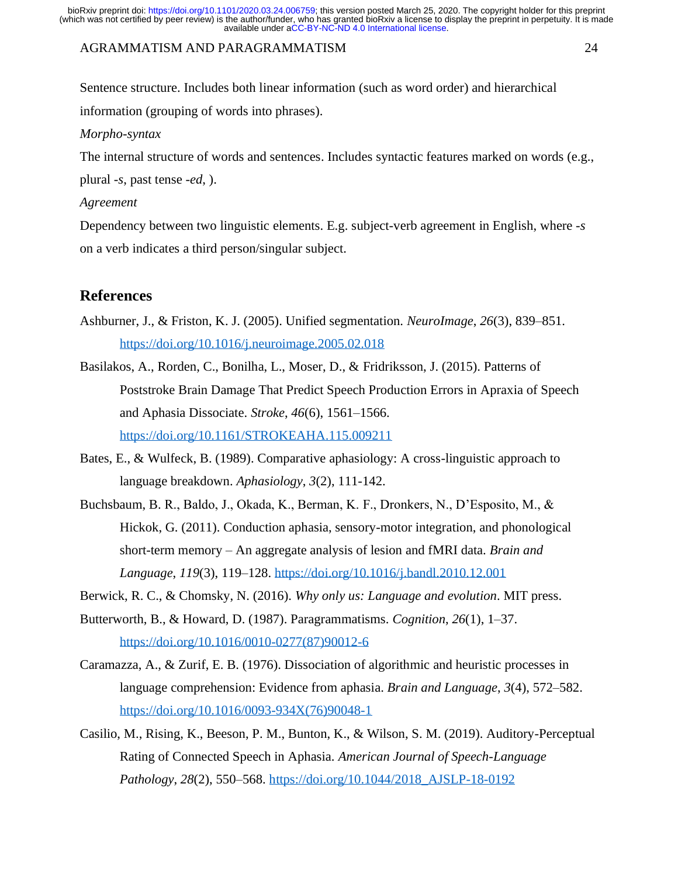Sentence structure. Includes both linear information (such as word order) and hierarchical information (grouping of words into phrases).

*Morpho-syntax*

The internal structure of words and sentences. Includes syntactic features marked on words (e.g., plural *-s*, past tense *-ed*, ).

*Agreement*

Dependency between two linguistic elements. E.g. subject-verb agreement in English, where *-s* on a verb indicates a third person/singular subject.

## References

Ashburner, J., & Friston, K. J. (2005). Unified segmentation. *NeuroImage*, *26*(3), 839–851. https://doi.org/10.1016/j.neuroimage.2005.02.018

Basilakos, A., Rorden, C., Bonilha, L., Moser, D., & Fridriksson, J. (2015). Patterns of Poststroke Brain Damage That Predict Speech Production Errors in Apraxia of Speech and Aphasia Dissociate. *Stroke*, *46*(6), 1561–1566. https://doi.org/10.1161/STROKEAHA.115.009211

Bates, E., & Wulfeck, B. (1989). Comparative aphasiology: A cross-linguistic approach to language breakdown. *Aphasiology*, *3*(2), 111-142.

Buchsbaum, B. R., Baldo, J., Okada, K., Berman, K. F., Dronkers, N., D'Esposito, M., & Hickok, G. (2011). Conduction aphasia, sensory-motor integration, and phonological short-term memory – An aggregate analysis of lesion and fMRI data. *Brain and Language*, *119*(3), 119–128. https://doi.org/10.1016/j.bandl.2010.12.001

Berwick, R. C., & Chomsky, N. (2016). *Why only us: Language and evolution*. MIT press.

Butterworth, B., & Howard, D. (1987). Paragrammatisms. *Cognition*, *26*(1), 1–37. https://doi.org/10.1016/0010-0277(87)90012-6

Caramazza, A., & Zurif, E. B. (1976). Dissociation of algorithmic and heuristic processes in language comprehension: Evidence from aphasia. *Brain and Language*, *3*(4), 572–582. https://doi.org/10.1016/0093-934X(76)90048-1

Casilio, M., Rising, K., Beeson, P. M., Bunton, K., & Wilson, S. M. (2019). Auditory-Perceptual Rating of Connected Speech in Aphasia. *American Journal of Speech-Language Pathology*, *28*(2), 550–568. https://doi.org/10.1044/2018_AJSLP-18-0192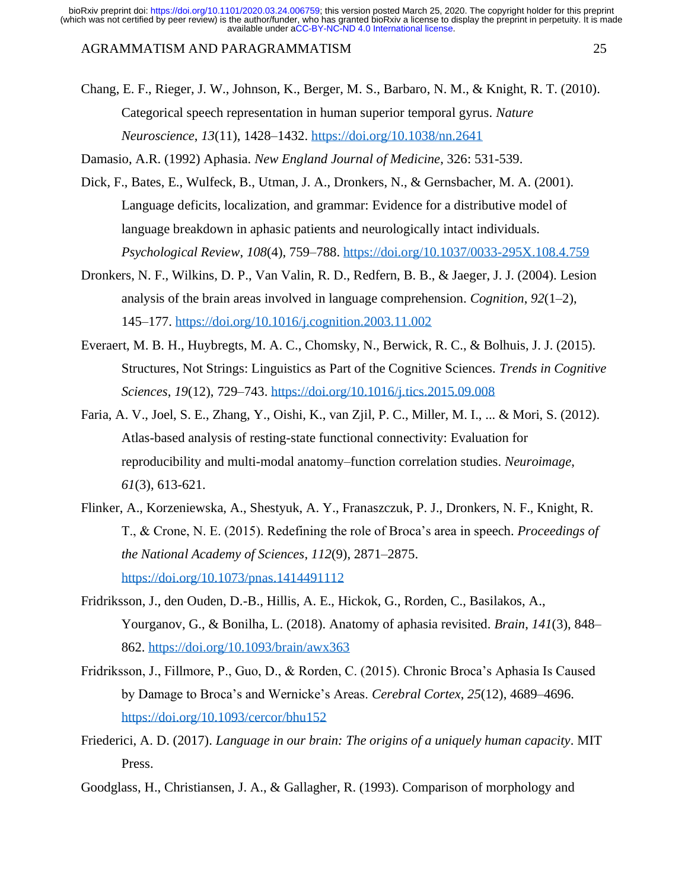Chang, E. F., Rieger, J. W., Johnson, K., Berger, M. S., Barbaro, N. M., & Knight, R. T. (2010). Categorical speech representation in human superior temporal gyrus. *Nature Neuroscience*, *13*(11), 1428–1432. https://doi.org/10.1038/nn.2641

Damasio, A.R. (1992) Aphasia. *New England Journal of Medicine*, 326: 531-539.

Dick, F., Bates, E., Wulfeck, B., Utman, J. A., Dronkers, N., & Gernsbacher, M. A. (2001). Language deficits, localization, and grammar: Evidence for a distributive model of language breakdown in aphasic patients and neurologically intact individuals. *Psychological Review*, *108*(4), 759–788. https://doi.org/10.1037/0033-295X.108.4.759

Dronkers, N. F., Wilkins, D. P., Van Valin, R. D., Redfern, B. B., & Jaeger, J. J. (2004). Lesion analysis of the brain areas involved in language comprehension. *Cognition*, *92*(1–2), 145–177. https://doi.org/10.1016/j.cognition.2003.11.002

Everaert, M. B. H., Huybregts, M. A. C., Chomsky, N., Berwick, R. C., & Bolhuis, J. J. (2015). Structures, Not Strings: Linguistics as Part of the Cognitive Sciences. *Trends in Cognitive Sciences*, *19*(12), 729–743. https://doi.org/10.1016/j.tics.2015.09.008

Faria, A. V., Joel, S. E., Zhang, Y., Oishi, K., van Zjil, P. C., Miller, M. I., ... & Mori, S. (2012). Atlas-based analysis of resting-state functional connectivity: Evaluation for reproducibility and multi-modal anatomy–function correlation studies. *Neuroimage*, *61*(3), 613-621.

Flinker, A., Korzeniewska, A., Shestyuk, A. Y., Franaszczuk, P. J., Dronkers, N. F., Knight, R. T., & Crone, N. E. (2015). Redefining the role of Broca's area in speech. *Proceedings of the National Academy of Sciences*, *112*(9), 2871–2875. https://doi.org/10.1073/pnas.1414491112

Fridriksson, J., den Ouden, D.-B., Hillis, A. E., Hickok, G., Rorden, C., Basilakos, A., Yourganov, G., & Bonilha, L. (2018). Anatomy of aphasia revisited. *Brain*, *141*(3), 848–862. https://doi.org/10.1093/brain/awx363

Fridriksson, J., Fillmore, P., Guo, D., & Rorden, C. (2015). Chronic Broca's Aphasia Is Caused by Damage to Broca's and Wernicke's Areas. *Cerebral Cortex*, *25*(12), 4689–4696. https://doi.org/10.1093/cercor/bhu152

Friederici, A. D. (2017). *Language in our brain: The origins of a uniquely human capacity*. MIT Press.

Goodglass, H., Christiansen, J. A., & Gallagher, R. (1993). Comparison of morphology and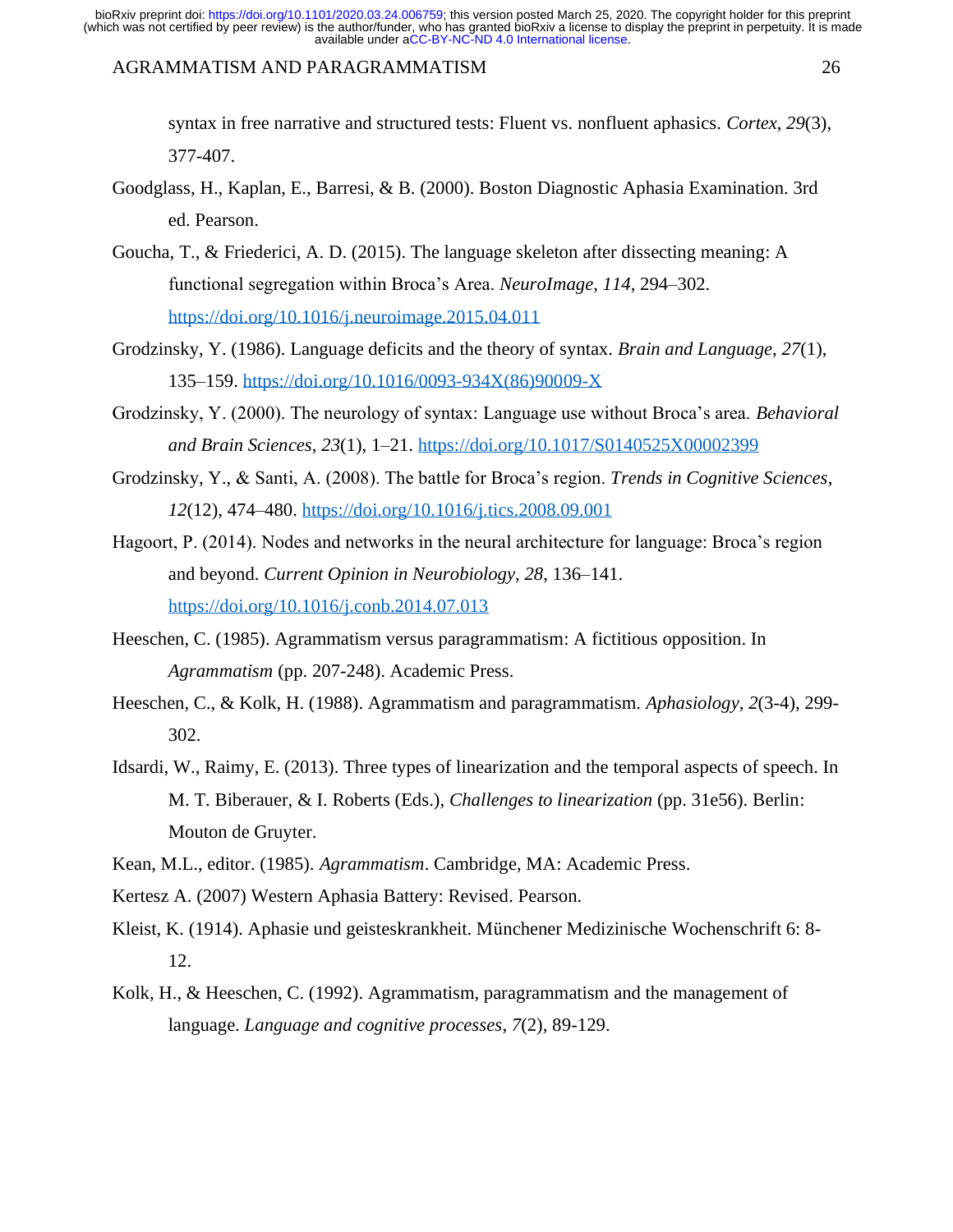syntax in free narrative and structured tests: Fluent vs. nonfluent aphasics. *Cortex*, *29*(3), 377-407.

Goodglass, H., Kaplan, E., Barresi, & B. (2000). Boston Diagnostic Aphasia Examination. 3rd ed. Pearson.

Goucha, T., & Friederici, A. D. (2015). The language skeleton after dissecting meaning: A functional segregation within Broca's Area. *NeuroImage*, *114*, 294–302. https://doi.org/10.1016/j.neuroimage.2015.04.011

Grodzinsky, Y. (1986). Language deficits and the theory of syntax. *Brain and Language*, *27*(1), 135–159. https://doi.org/10.1016/0093-934X(86)90009-X

Grodzinsky, Y. (2000). The neurology of syntax: Language use without Broca's area. *Behavioral and Brain Sciences*, *23*(1), 1–21. https://doi.org/10.1017/S0140525X00002399

Grodzinsky, Y., & Santi, A. (2008). The battle for Broca's region. *Trends in Cognitive Sciences*, *12*(12), 474–480. https://doi.org/10.1016/j.tics.2008.09.001

Hagoort, P. (2014). Nodes and networks in the neural architecture for language: Broca's region and beyond. *Current Opinion in Neurobiology*, *28*, 136–141. https://doi.org/10.1016/j.conb.2014.07.013

Heeschen, C. (1985). Agrammatism versus paragrammatism: A fictitious opposition. In *Agrammatism* (pp. 207-248). Academic Press.

Heeschen, C., & Kolk, H. (1988). Agrammatism and paragrammatism. *Aphasiology*, *2*(3-4), 299-302.

Idsardi, W., Raimy, E. (2013). Three types of linearization and the temporal aspects of speech. In M. T. Biberauer, & I. Roberts (Eds.), *Challenges to linearization* (pp. 31e56). Berlin: Mouton de Gruyter.

Kean, M.L., editor. (1985). *Agrammatism*. Cambridge, MA: Academic Press.

Kertesz A. (2007) Western Aphasia Battery: Revised. Pearson.

Kleist, K. (1914). Aphasie und geisteskrankheit. Münchener Medizinische Wochenschrift 6: 8-12.

Kolk, H., & Heeschen, C. (1992). Agrammatism, paragrammatism and the management of language. *Language and cognitive processes*, *7*(2), 89-129.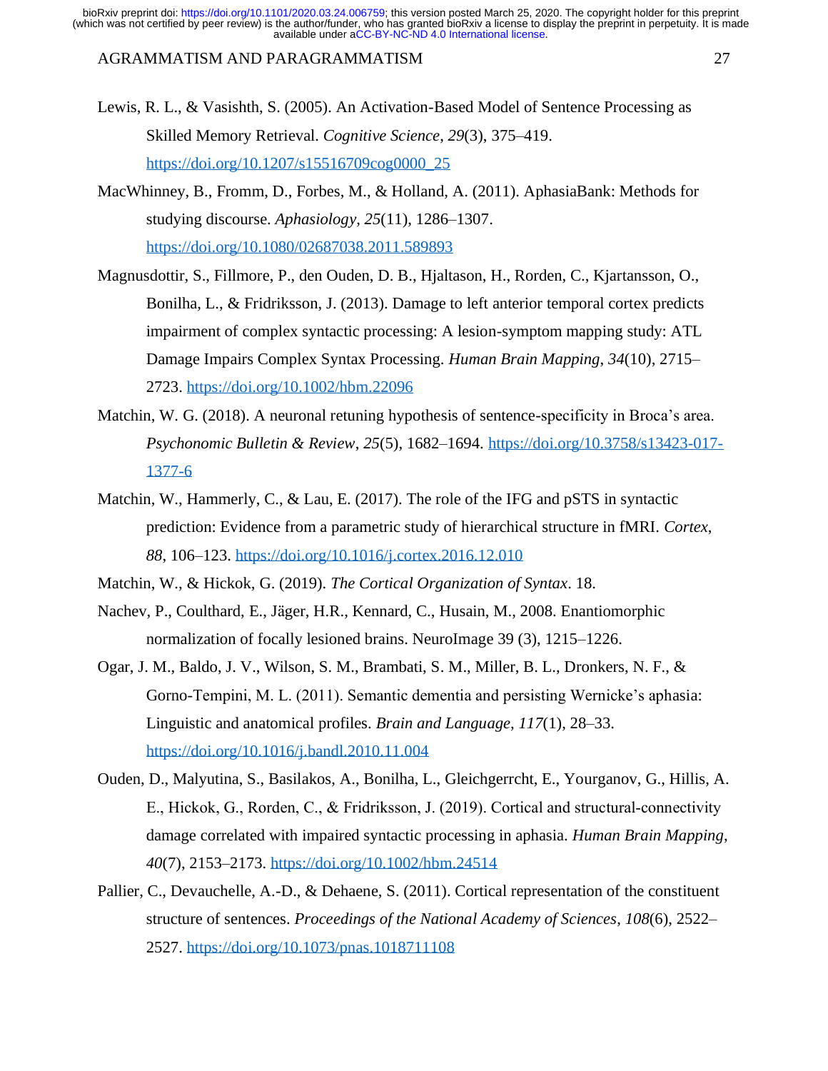Lewis, R. L., & Vasishth, S. (2005). An Activation-Based Model of Sentence Processing as Skilled Memory Retrieval. *Cognitive Science*, *29*(3), 375–419. https://doi.org/10.1207/s15516709cog0000_25

MacWhinney, B., Fromm, D., Forbes, M., & Holland, A. (2011). AphasiaBank: Methods for studying discourse. *Aphasiology*, *25*(11), 1286–1307. https://doi.org/10.1080/02687038.2011.589893

Magnusdottir, S., Fillmore, P., den Ouden, D. B., Hjaltason, H., Rorden, C., Kjartansson, O., Bonilha, L., & Fridriksson, J. (2013). Damage to left anterior temporal cortex predicts impairment of complex syntactic processing: A lesion-symptom mapping study: ATL Damage Impairs Complex Syntax Processing. *Human Brain Mapping*, *34*(10), 2715–2723. https://doi.org/10.1002/hbm.22096

Matchin, W. G. (2018). A neuronal retuning hypothesis of sentence-specificity in Broca's area. *Psychonomic Bulletin & Review*, *25*(5), 1682–1694. https://doi.org/10.3758/s13423-017-1377-6

Matchin, W., Hammerly, C., & Lau, E. (2017). The role of the IFG and pSTS in syntactic prediction: Evidence from a parametric study of hierarchical structure in fMRI. *Cortex*, *88*, 106–123. https://doi.org/10.1016/j.cortex.2016.12.010

Matchin, W., & Hickok, G. (2019). *The Cortical Organization of Syntax*. 18.

Nachev, P., Coulthard, E., Jäger, H.R., Kennard, C., Husain, M., 2008. Enantiomorphic normalization of focally lesioned brains. NeuroImage 39 (3), 1215–1226.

Ogar, J. M., Baldo, J. V., Wilson, S. M., Brambati, S. M., Miller, B. L., Dronkers, N. F., & Gorno-Tempini, M. L. (2011). Semantic dementia and persisting Wernicke's aphasia: Linguistic and anatomical profiles. *Brain and Language*, *117*(1), 28–33. https://doi.org/10.1016/j.bandl.2010.11.004

Ouden, D., Malyutina, S., Basilakos, A., Bonilha, L., Gleichgerrcht, E., Yourganov, G., Hillis, A. E., Hickok, G., Rorden, C., & Fridriksson, J. (2019). Cortical and structural-connectivity damage correlated with impaired syntactic processing in aphasia. *Human Brain Mapping*, *40*(7), 2153–2173. https://doi.org/10.1002/hbm.24514

Pallier, C., Devauchelle, A.-D., & Dehaene, S. (2011). Cortical representation of the constituent structure of sentences. *Proceedings of the National Academy of Sciences*, *108*(6), 2522–2527. https://doi.org/10.1073/pnas.1018711108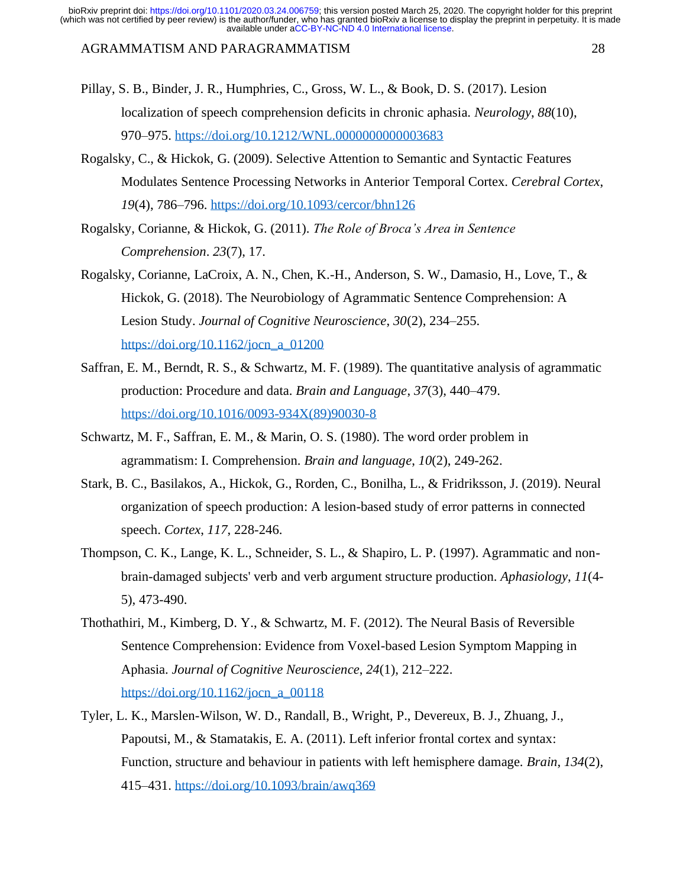Pillay, S. B., Binder, J. R., Humphries, C., Gross, W. L., & Book, D. S. (2017). Lesion localization of speech comprehension deficits in chronic aphasia. *Neurology*, *88*(10), 970–975. https://doi.org/10.1212/WNL.0000000000003683

Rogalsky, C., & Hickok, G. (2009). Selective Attention to Semantic and Syntactic Features Modulates Sentence Processing Networks in Anterior Temporal Cortex. *Cerebral Cortex*, *19*(4), 786–796. https://doi.org/10.1093/cercor/bhn126

Rogalsky, Corianne, & Hickok, G. (2011). *The Role of Broca's Area in Sentence Comprehension*. *23*(7), 17.

Rogalsky, Corianne, LaCroix, A. N., Chen, K.-H., Anderson, S. W., Damasio, H., Love, T., & Hickok, G. (2018). The Neurobiology of Agrammatic Sentence Comprehension: A Lesion Study. *Journal of Cognitive Neuroscience*, *30*(2), 234–255. https://doi.org/10.1162/jocn_a_01200

Saffran, E. M., Berndt, R. S., & Schwartz, M. F. (1989). The quantitative analysis of agrammatic production: Procedure and data. *Brain and Language*, *37*(3), 440–479. https://doi.org/10.1016/0093-934X(89)90030-8

Schwartz, M. F., Saffran, E. M., & Marin, O. S. (1980). The word order problem in agrammatism: I. Comprehension. *Brain and language*, *10*(2), 249-262.

Stark, B. C., Basilakos, A., Hickok, G., Rorden, C., Bonilha, L., & Fridriksson, J. (2019). Neural organization of speech production: A lesion-based study of error patterns in connected speech. *Cortex*, *117*, 228-246.

Thompson, C. K., Lange, K. L., Schneider, S. L., & Shapiro, L. P. (1997). Agrammatic and non-brain-damaged subjects' verb and verb argument structure production. *Aphasiology*, *11*(4-5), 473-490.

Thothathiri, M., Kimberg, D. Y., & Schwartz, M. F. (2012). The Neural Basis of Reversible Sentence Comprehension: Evidence from Voxel-based Lesion Symptom Mapping in Aphasia. *Journal of Cognitive Neuroscience*, *24*(1), 212–222. https://doi.org/10.1162/jocn_a_00118

Tyler, L. K., Marslen-Wilson, W. D., Randall, B., Wright, P., Devereux, B. J., Zhuang, J., Papoutsi, M., & Stamatakis, E. A. (2011). Left inferior frontal cortex and syntax: Function, structure and behaviour in patients with left hemisphere damage. *Brain*, *134*(2), 415–431. https://doi.org/10.1093/brain/awq369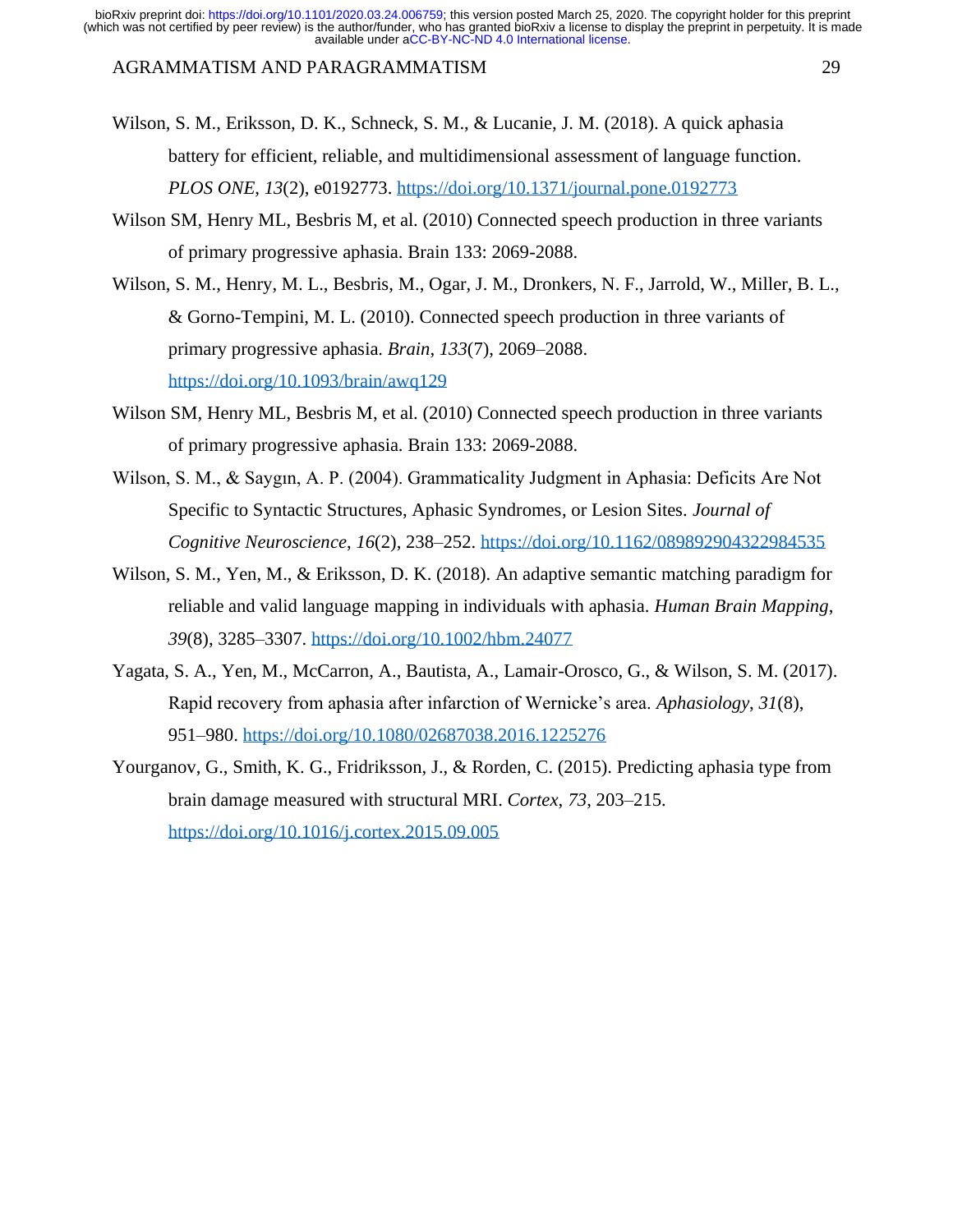Wilson, S. M., Eriksson, D. K., Schneck, S. M., & Lucanie, J. M. (2018). A quick aphasia battery for efficient, reliable, and multidimensional assessment of language function. *PLOS ONE*, *13*(2), e0192773. https://doi.org/10.1371/journal.pone.0192773

Wilson SM, Henry ML, Besbris M, et al. (2010) Connected speech production in three variants of primary progressive aphasia. Brain 133: 2069-2088.

Wilson, S. M., Henry, M. L., Besbris, M., Ogar, J. M., Dronkers, N. F., Jarrold, W., Miller, B. L., & Gorno-Tempini, M. L. (2010). Connected speech production in three variants of primary progressive aphasia. *Brain*, *133*(7), 2069–2088. https://doi.org/10.1093/brain/awq129

Wilson SM, Henry ML, Besbris M, et al. (2010) Connected speech production in three variants of primary progressive aphasia. Brain 133: 2069-2088.

Wilson, S. M., & Saygın, A. P. (2004). Grammaticality Judgment in Aphasia: Deficits Are Not Specific to Syntactic Structures, Aphasic Syndromes, or Lesion Sites. *Journal of Cognitive Neuroscience*, *16*(2), 238–252. https://doi.org/10.1162/089892904322984535

Wilson, S. M., Yen, M., & Eriksson, D. K. (2018). An adaptive semantic matching paradigm for reliable and valid language mapping in individuals with aphasia. *Human Brain Mapping*, *39*(8), 3285–3307. https://doi.org/10.1002/hbm.24077

Yagata, S. A., Yen, M., McCarron, A., Bautista, A., Lamair-Orosco, G., & Wilson, S. M. (2017). Rapid recovery from aphasia after infarction of Wernicke's area. *Aphasiology*, *31*(8), 951–980. https://doi.org/10.1080/02687038.2016.1225276

Yourganov, G., Smith, K. G., Fridriksson, J., & Rorden, C. (2015). Predicting aphasia type from brain damage measured with structural MRI. *Cortex*, *73*, 203–215. https://doi.org/10.1016/j.cortex.2015.09.005